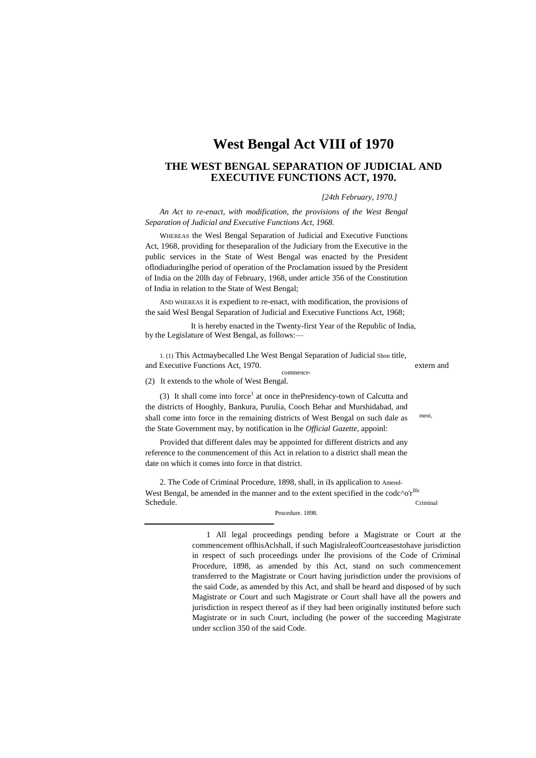# West Bengal Act VIII of 1970

## THE WEST BENGAL SEPARATION OF JUDICIAL AND EXECUTIVE FUNCTIONS ACT, 1970.

*[24th February, 1970.]*

*An Act to re-enact, with modification, the provisions of the West Bengal Separation of Judicial and Executive Functions Act, 1968.*

WHEREAS the Wesl Bengal Separation of Judicial and Executive Functions Act, 1968, providing for theseparalion of the Judiciary from the Executive in the public services in the State of West Bengal was enacted by the President oflndiaduringlhe period of operation of the Proclamation issued by the President of India on the 20lh day of February, 1968, under article 356 of the Constitution of India in relation to the State of West Bengal;

AND WHEREAS it is expedient to re-enact, with modification, the provisions of the said Wesl Bengal Separation of Judicial and Executive Functions Act, 1968;

It is hereby enacted in the Twenty-first Year of the Republic of India, by the Legislature of West Bengal, as follows:—

Shon title, extern and commence-meni,

1. (1) This Actmaybecalled Lhe West Bengal Separation of Judicial and Executive Functions Act, 1970.

(2) It extends to the whole of West Bengal.

(3) It shall come into force[1] at once in thePresidency-town of Calcutta and the districts of Hooghly, Bankura, Purulia, Cooch Behar and Murshidabad, and shall come into force in the remaining districts of West Bengal on such dale as the State Government may, by notification in lhe *Official Gazette,* appoinl:

Provided that different dales may be appointed for different districts and any reference to the commencement of this Act in relation to a district shall mean the date on which it comes into force in that district.

Amend-codc^o'rIllc Criminal Procedure. 1898.

2. The Code of Criminal Procedure, 1898, shall, in iIs applicalion to West Bengal, be amended in the manner and to the extent specified in the Schedule.

---

1 All legal proceedings pending before a Magistrate or Court at the commencement oflhisAclshall, if such MagislraleofCourtceasestohave jurisdiction in respect of such proceedings under Ihe provisions of the Code of Criminal Procedure, 1898, as amended by this Act, stand on such commencement transferred to the Magistrate or Court having jurisdiction under the provisions of the said Code, as amended by this Act, and shall be heard and disposed of by such Magistrate or Court and such Magistrate or Court shall have all the powers and jurisdiction in respect thereof as if they had been originally instituted before such Magistrate or in such Court, including (he power of the succeeding Magistrate under scclion 350 of the said Code.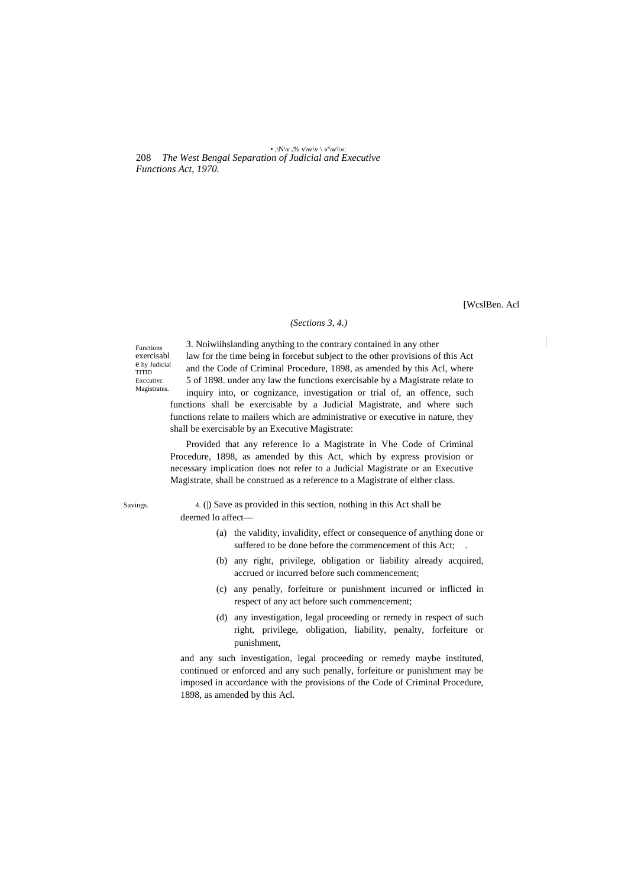(Sections 3, 4.)

Functions exercisable by Judicial and Executive Magistrates.

3. Noiwiihslanding anything to the contrary contained in any other law for the time being in forcebut subject to the other provisions of this Act and the Code of Criminal Procedure, 1898, as amended by this Acl, where under any law the functions exercisable by a Magistrate relate to inquiry into, or cognizance, investigation or trial of, an offence, such functions shall be exercisable by a Judicial Magistrate, and where such functions relate to mailers which are administrative or executive in nature, they shall be exercisable by an Executive Magistrate:

5 of 1898.

Provided that any reference lo a Magistrate in Vhe Code of Criminal Procedure, 1898, as amended by this Act, which by express provision or necessary implication does not refer to a Judicial Magistrate or an Executive Magistrate, shall be construed as a reference to a Magistrate of either class.

Savings.

4. (|) Save as provided in this section, nothing in this Act shall be deemed lo affect—

(a) the validity, invalidity, effect or consequence of anything done or suffered to be done before the commencement of this Act;

(b) any right, privilege, obligation or liability already acquired, accrued or incurred before such commencement;

(c) any penally, forfeiture or punishment incurred or inflicted in respect of any act before such commencement;

(d) any investigation, legal proceeding or remedy in respect of such right, privilege, obligation, liability, penalty, forfeiture or punishment,

and any such investigation, legal proceeding or remedy maybe instituted, continued or enforced and any such penally, forfeiture or punishment may be imposed in accordance with the provisions of the Code of Criminal Procedure, 1898, as amended by this Acl.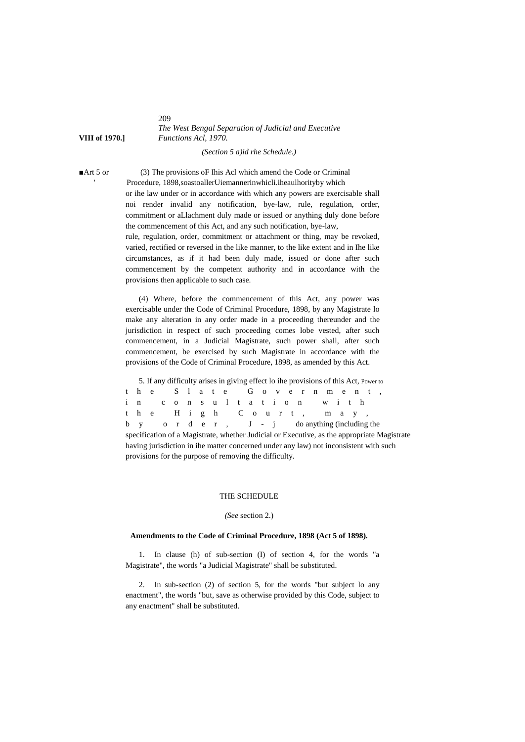*(Section 5 a)id rhe Schedule.)*

■Art 5 or

(3) The provisions oF Ihis Acl which amend the Code or Criminal Procedure, 1898,soastoallerUiemannerinwhicli.iheaulhorityby which or ihe law under or in accordance with which any powers are exercisable shall noi render invalid any notification, bye-law, rule, regulation, order, commitment or aLlachment duly made or issued or anything duly done before the commencement of this Act, and any such notification, bye-law, rule, regulation, order, commitment or attachment or thing, may be revoked, varied, rectified or reversed in the like manner, to the like extent and in Ihe like circumstances, as if it had been duly made, issued or done after such commencement by the competent authority and in accordance with the provisions then applicable to such case.

(4) Where, before the commencement of this Act, any power was exercisable under the Code of Criminal Procedure, 1898, by any Magistrate lo make any alteration in any order made in a proceeding thereunder and the jurisdiction in respect of such proceeding comes lobe vested, after such commencement, in a Judicial Magistrate, such power shall, after such commencement, be exercised by such Magistrate in accordance with the provisions of the Code of Criminal Procedure, 1898, as amended by this Act.

Power to J - j

5. If any difficulty arises in giving effect lo ihe provisions of this Act, the Slate Government, in consultation with the High Court, may, by order, do anything (including the specification of a Magistrate, whether Judicial or Executive, as the appropriate Magistrate having jurisdiction in ihe matter concerned under any law) not inconsistent with such provisions for the purpose of removing the difficulty.

## THE SCHEDULE

*(See* section 2.)

**Amendments to the Code of Criminal Procedure, 1898 (Act 5 of 1898).**

1. In clause (h) of sub-section (I) of section 4, for the words "a Magistrate", the words "a Judicial Magistrate" shall be substituted.

2. In sub-section (2) of section 5, for the words "but subject lo any enactment", the words "but, save as otherwise provided by this Code, subject to any enactment" shall be substituted.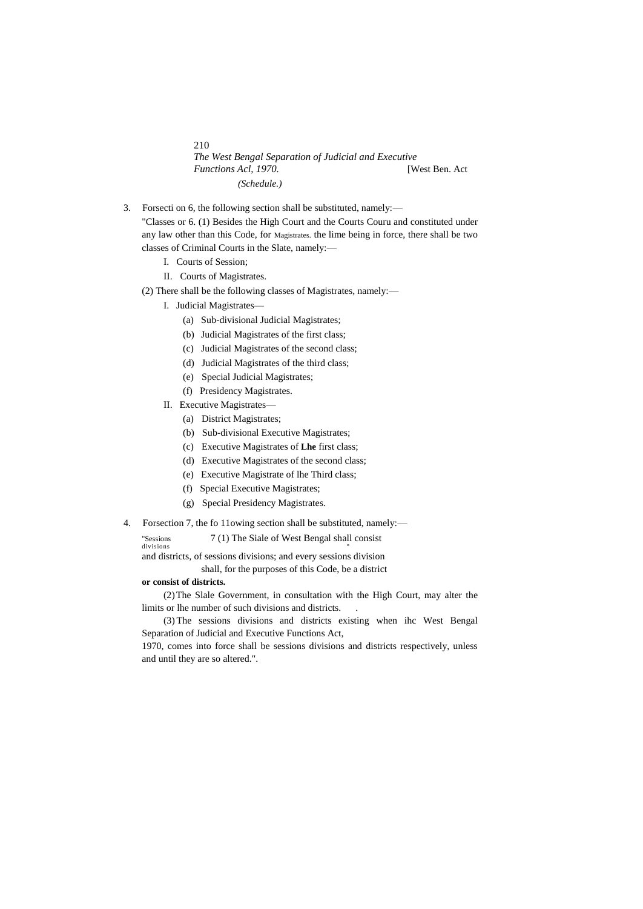3. Forsecti on 6, the following section shall be substituted, namely:—

"Classes or 6. (1) Besides the High Court and the Courts Couru and constituted under any law other than this Code, for Magistrates. the lime being in force, there shall be two classes of Criminal Courts in the Slate, namely:—

I. Courts of Session;

II. Courts of Magistrates.

(2) There shall be the following classes of Magistrates, namely:—

I. Judicial Magistrates—

(a) Sub-divisional Judicial Magistrates;

(b) Judicial Magistrates of the first class;

(c) Judicial Magistrates of the second class;

(d) Judicial Magistrates of the third class;

(e) Special Judicial Magistrates;

(f) Presidency Magistrates.

II. Executive Magistrates—

(a) District Magistrates;

(b) Sub-divisional Executive Magistrates;

(c) Executive Magistrates of **Lhe** first class;

(d) Executive Magistrates of the second class;

(e) Executive Magistrate of lhe Third class;

(f) Special Executive Magistrates;

(g) Special Presidency Magistrates.

4. Forsection 7, the fo 11owing section shall be substituted, namely:—

"Sessions divisions and districts. 7 (1) The Siale of West Bengal shall consist of sessions divisions; and every sessions division shall, for the purposes of this Code, be a district **or consist of districts.**

(2) The Slale Government, in consultation with the High Court, may alter the limits or lhe number of such divisions and districts.

(3) The sessions divisions and districts existing when ihc West Bengal Separation of Judicial and Executive Functions Act, 1970, comes into force shall be sessions divisions and districts respectively, unless and until they are so altered.".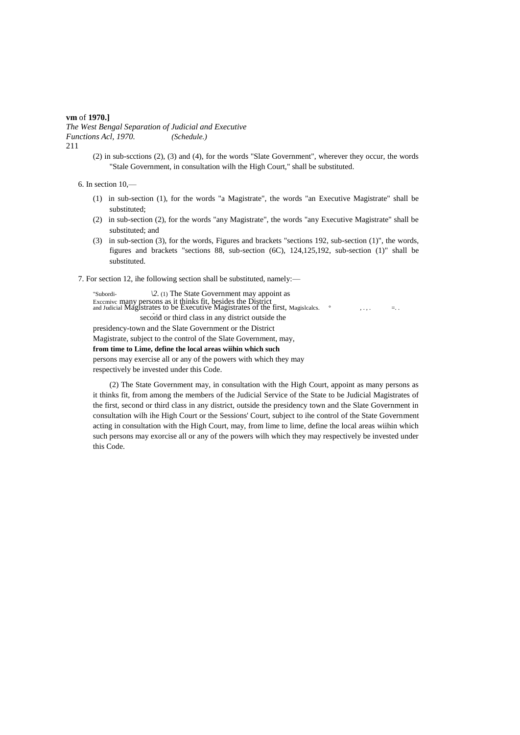(2) in sub-scctions (2), (3) and (4), for the words "Slate Government", wherever they occur, the words "Stale Government, in consultation wilh the High Court," shall be substituted.

6. In section 10,—

(1) in sub-section (1), for the words "a Magistrate", the words "an Executive Magistrate" shall be substituted;

(2) in sub-section (2), for the words "any Magistrate", the words "any Executive Magistrate" shall be substituted; and

(3) in sub-section (3), for the words, Figures and brackets "sections 192, sub-section (1)", the words, figures and brackets "sections 88, sub-section (6C), 124,125,192, sub-section (1)" shall be substituted.

7. For section 12, ihe following section shall be substituted, namely:—

"Subordi- Exccmivc and Judicial Magislcalcs.

12. (1) The State Government may appoint as many persons as it thinks fit, besides the District Magistrates to be Executive Magistrates of the first, second or third class in any district outside the presidency-town and the Slate Government or the District Magistrate, subject to the control of the Slate Government, may, **from time to Lime, define the local areas wiihin which such** persons may exercise all or any of the powers with which they may respectively be invested under this Code.

(2) The State Government may, in consultation with the High Court, appoint as many persons as it thinks fit, from among the members of the Judicial Service of the State to be Judicial Magistrates of the first, second or third class in any district, outside the presidency town and the Slate Government in consultation wilh ihe High Court or the Sessions' Court, subject to ihe control of the State Government acting in consultation with the High Court, may, from lime to lime, define the local areas wiihin which such persons may exorcise all or any of the powers wilh which they may respectively be invested under this Code.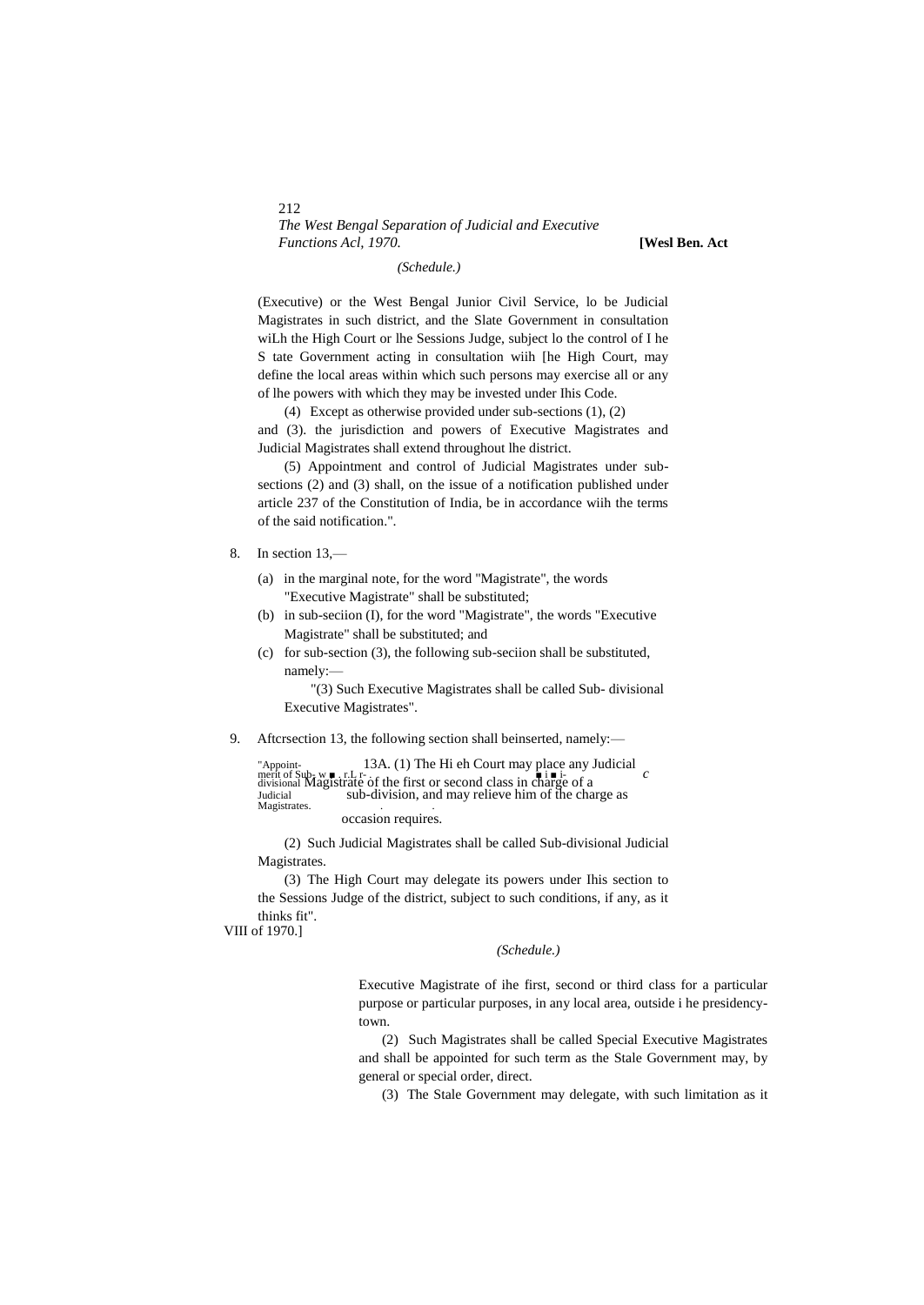*(Schedule.)*

(Executive) or the West Bengal Junior Civil Service, lo be Judicial Magistrates in such district, and the Slate Government in consultation wiLh the High Court or lhe Sessions Judge, subject lo the control of I he S tate Government acting in consultation wiih [he High Court, may define the local areas within which such persons may exercise all or any of lhe powers with which they may be invested under Ihis Code.

(4) Except as otherwise provided under sub-sections (1), (2) and (3). the jurisdiction and powers of Executive Magistrates and Judicial Magistrates shall extend throughout lhe district.

(5) Appointment and control of Judicial Magistrates under sub-sections (2) and (3) shall, on the issue of a notification published under article 237 of the Constitution of India, be in accordance wiih the terms of the said notification.".

8. In section 13,—

(a) in the marginal note, for the word "Magistrate", the words "Executive Magistrate" shall be substituted;

(b) in sub-seciion (I), for the word "Magistrate", the words "Executive Magistrate" shall be substituted; and

(c) for sub-section (3), the following sub-seciion shall be substituted, namely:—

"(3) Such Executive Magistrates shall be called Sub- divisional Executive Magistrates".

9. Aftcrsection 13, the following section shall beinserted, namely:—

"Appointment of Sub-divisional Judicial Magistrates.

13A. (1) The Hi eh Court may place any Judicial Magistrate of the first or second class in charge of a sub-division, and may relieve him of the charge as occasion requires.

(2) Such Judicial Magistrates shall be called Sub-divisional Judicial Magistrates.

(3) The High Court may delegate its powers under Ihis section to the Sessions Judge of the district, subject to such conditions, if any, as it thinks fit".

*(Schedule.)*

Executive Magistrate of ihe first, second or third class for a particular purpose or particular purposes, in any local area, outside i he presidency-town.

(2) Such Magistrates shall be called Special Executive Magistrates and shall be appointed for such term as the Stale Government may, by general or special order, direct.

(3) The Stale Government may delegate, with such limitation as it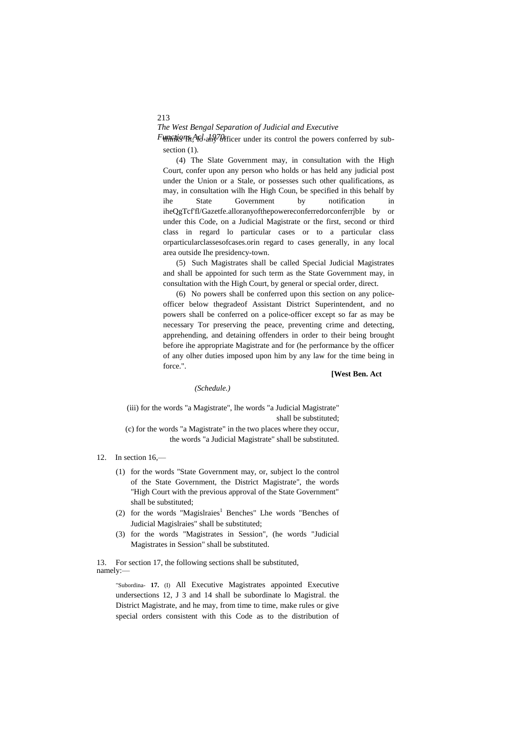thinks fit, to any officer under its control the powers conferred by sub-section (1).

(4) The Slate Government may, in consultation with the High Court, confer upon any person who holds or has held any judicial post under the Union or a Stale, or possesses such other qualifications, as may, in consultation wilh Ihe High Coun, be specified in this behalf by ihe State Government by notification in iheQgTcf'fl/Gazetfe.alloranyofthepowereconferredorconferrjble by or under this Code, on a Judicial Magistrate or the first, second or third class in regard lo particular cases or to a particular class orparticularclassesofcases.orin regard to cases generally, in any local area outside Ihe presidency-town.

(5) Such Magistrates shall be called Special Judicial Magistrates and shall be appointed for such term as the State Government may, in consultation with the High Court, by general or special order, direct.

(6) No powers shall be conferred upon this section on any police-officer below thegradeof Assistant District Superintendent, and no powers shall be conferred on a police-officer except so far as may be necessary Tor preserving the peace, preventing crime and detecting, apprehending, and detaining offenders in order to their being brought before ihe appropriate Magistrate and for (he performance by the officer of any olher duties imposed upon him by any law for the time being in force.".

**[West Ben. Act**

*(Schedule.)*

(iii) for the words "a Magistrate", lhe words "a Judicial Magistrate" shall be substituted;

(c) for the words "a Magistrate" in the two places where they occur, the words "a Judicial Magistrate" shall be substituted.

12. In section 16,—

(1) for the words "State Government may, or, subject lo the control of the State Government, the District Magistrate", the words "High Court with the previous approval of the State Government" shall be substituted;

(2) for the words "Magislraies[1] Benches" Lhe words "Benches of Judicial Magislraies" shall be substituted;

(3) for the words "Magistrates in Session", (he words "Judicial Magistrates in Session" shall be substituted.

13. For section 17, the following sections shall be substituted, namely:—

"Subordina- **17.** (I) All Executive Magistrates appointed Executive undersections 12, J 3 and 14 shall be subordinate lo Magistral. the District Magistrate, and he may, from time to time, make rules or give special orders consistent with this Code as to the distribution of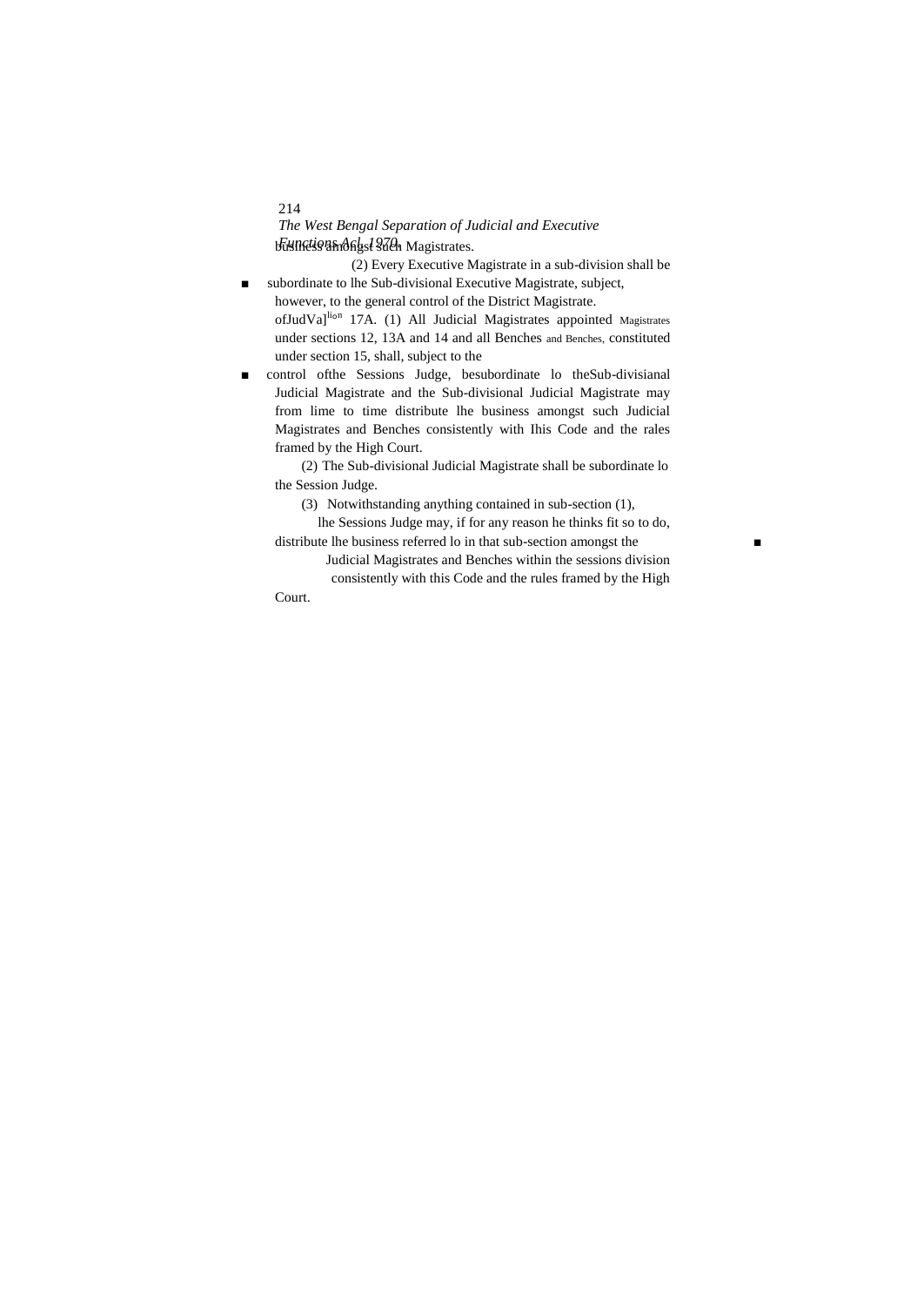business amongst such Magistrates.

(2) Every Executive Magistrate in a sub-division shall be subordinate to lhe Sub-divisional Executive Magistrate, subject, however, to the general control of the District Magistrate.

ofJudVa]lion 17A. (1) All Judicial Magistrates appointed Magistrates under sections 12, 13A and 14 and all Benches and Benches, constituted under section 15, shall, subject to the control ofthe Sessions Judge, besubordinate lo theSub-divisianal Judicial Magistrate and the Sub-divisional Judicial Magistrate may from lime to time distribute lhe business amongst such Judicial Magistrates and Benches consistently with Ihis Code and the rales framed by the High Court.

(2) The Sub-divisional Judicial Magistrate shall be subordinate lo the Session Judge.

(3) Notwithstanding anything contained in sub-section (1), lhe Sessions Judge may, if for any reason he thinks fit so to do, distribute lhe business referred lo in that sub-section amongst the Judicial Magistrates and Benches within the sessions division consistently with this Code and the rules framed by the High Court.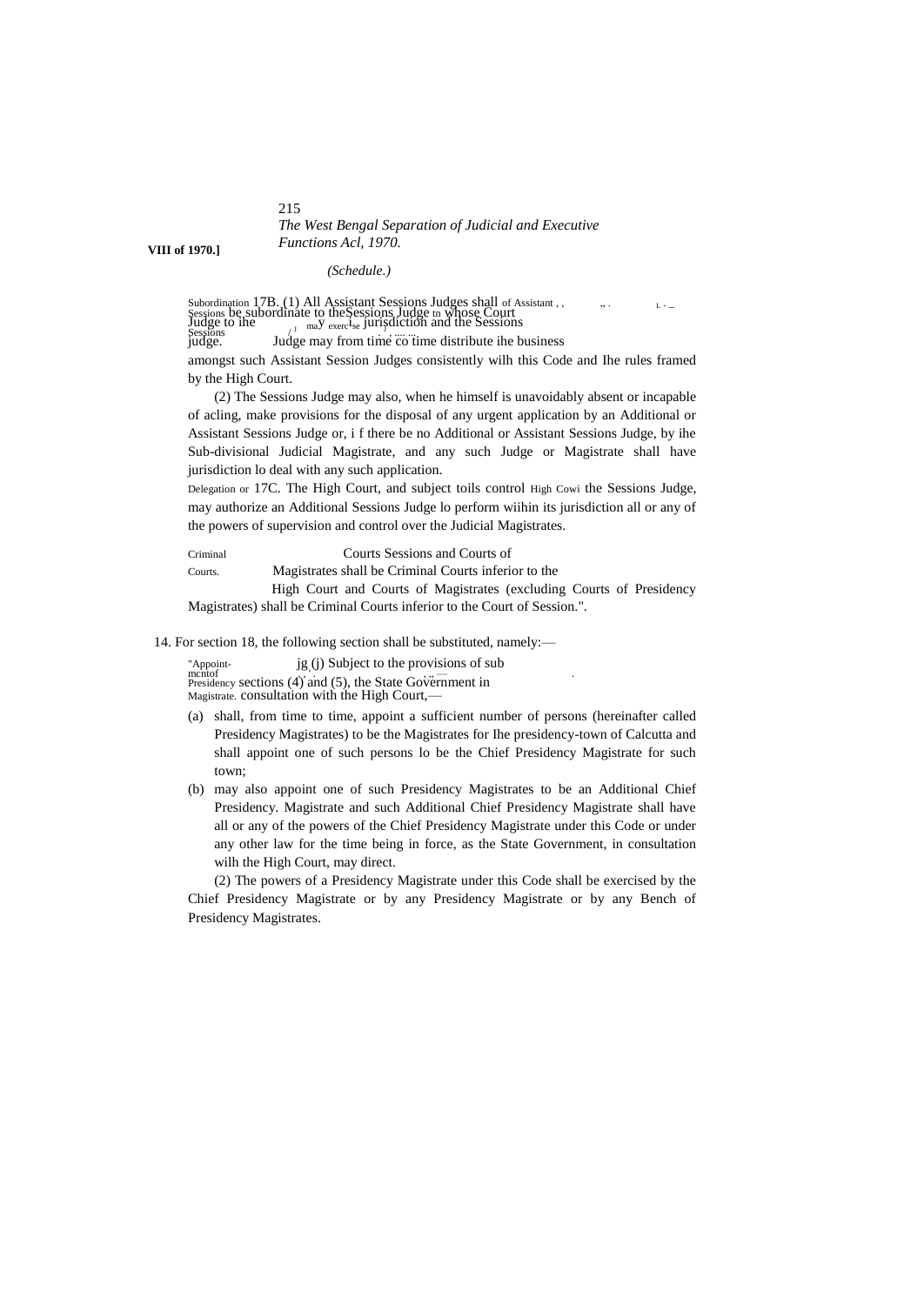*(Schedule.)*

Subordination of Assistant Sessions Judge to the Sessions judge.

17B. (1) All Assistant Sessions Judges shall be subordinate to the Sessions Judge in whose Court they may exercise jurisdiction and the Sessions Judge may from time to time distribute the business amongst such Assistant Session Judges consistently wilh this Code and Ihe rules framed by the High Court.

(2) The Sessions Judge may also, when he himself is unavoidably absent or incapable of acling, make provisions for the disposal of any urgent application by an Additional or Assistant Sessions Judge or, i f there be no Additional or Assistant Sessions Judge, by ihe Sub-divisional Judicial Magistrate, and any such Judge or Magistrate shall have jurisdiction lo deal with any such application.

Delegation or High Cowi

17C. The High Court, and subject toils control the Sessions Judge, may authorize an Additional Sessions Judge lo perform wiihin its jurisdiction all or any of the powers of supervision and control over the Judicial Magistrates.

Criminal Courts.

Courts Sessions and Courts of Magistrates shall be Criminal Courts inferior to the High Court and Courts of Magistrates (excluding Courts of Presidency Magistrates) shall be Criminal Courts inferior to the Court of Session.".

14. For section 18, the following section shall be substituted, namely:—

"Appointment of Presidency Magistrate.

18. (1) Subject to the provisions of sub sections (4) and (5), the State Government in consultation with the High Court,—

(a) shall, from time to time, appoint a sufficient number of persons (hereinafter called Presidency Magistrates) to be the Magistrates for Ihe presidency-town of Calcutta and shall appoint one of such persons lo be the Chief Presidency Magistrate for such town;

(b) may also appoint one of such Presidency Magistrates to be an Additional Chief Presidency. Magistrate and such Additional Chief Presidency Magistrate shall have all or any of the powers of the Chief Presidency Magistrate under this Code or under any other law for the time being in force, as the State Government, in consultation wilh the High Court, may direct.

(2) The powers of a Presidency Magistrate under this Code shall be exercised by the Chief Presidency Magistrate or by any Presidency Magistrate or by any Bench of Presidency Magistrates.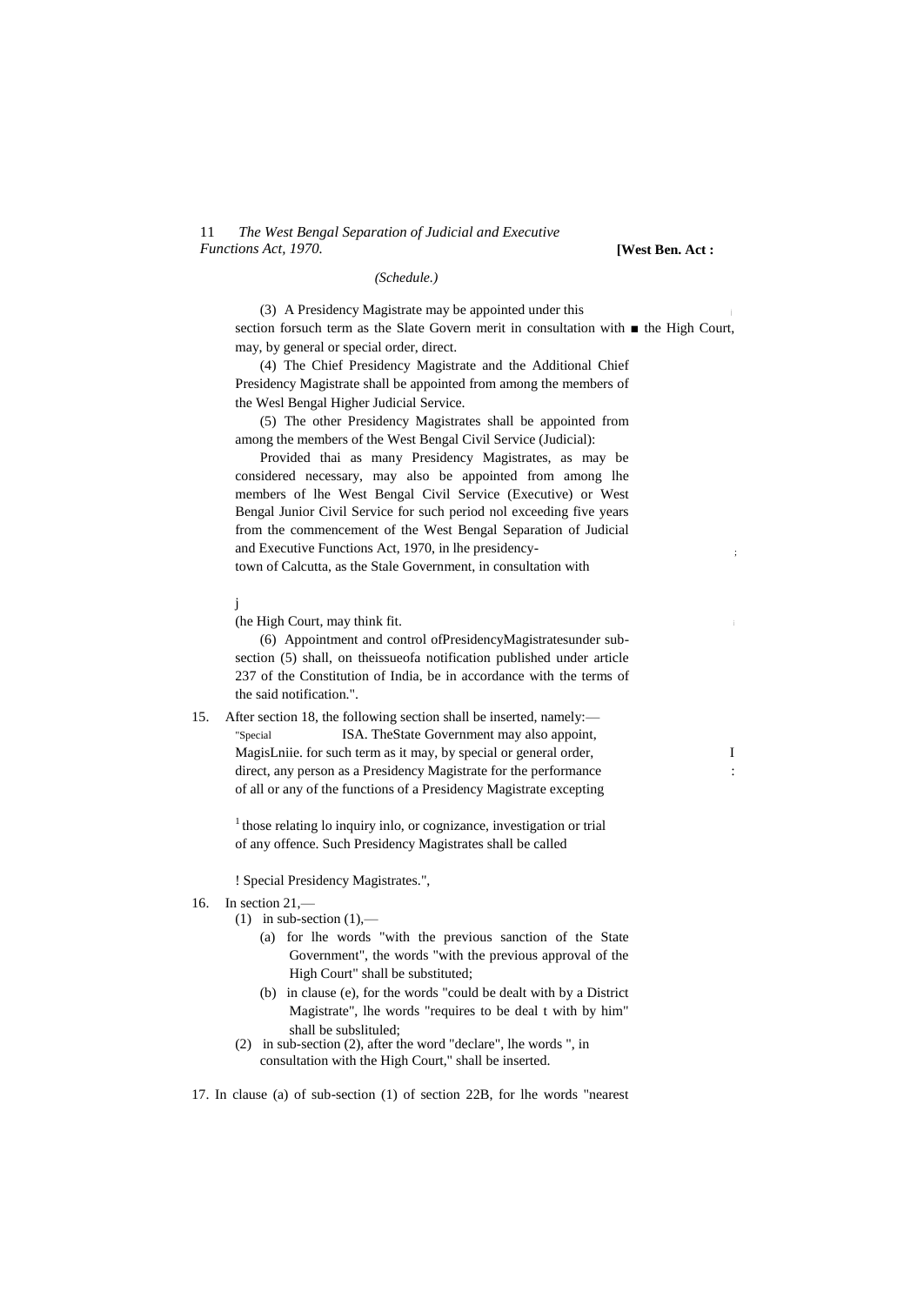*(Schedule.)*

(3) A Presidency Magistrate may be appointed under this section forsuch term as the Slate Govern merit in consultation with ■ the High Court, may, by general or special order, direct.

(4) The Chief Presidency Magistrate and the Additional Chief Presidency Magistrate shall be appointed from among the members of the Wesl Bengal Higher Judicial Service.

(5) The other Presidency Magistrates shall be appointed from among the members of the West Bengal Civil Service (Judicial):

Provided thai as many Presidency Magistrates, as may be considered necessary, may also be appointed from among lhe members of lhe West Bengal Civil Service (Executive) or West Bengal Junior Civil Service for such period nol exceeding five years from the commencement of the West Bengal Separation of Judicial and Executive Functions Act, 1970, in lhe presidency-town of Calcutta, as the Stale Government, in consultation with (he High Court, may think fit.

(6) Appointment and control ofPresidencyMagistratesunder sub-section (5) shall, on theissueofa notification published under article 237 of the Constitution of India, be in accordance with the terms of the said notification.".

15. After section 18, the following section shall be inserted, namely:—

"Special MagisLniie. ISA. TheState Government may also appoint, for such term as it may, by special or general order, direct, any person as a Presidency Magistrate for the performance of all or any of the functions of a Presidency Magistrate excepting those relating lo inquiry inlo, or cognizance, investigation or trial of any offence. Such Presidency Magistrates shall be called Special Presidency Magistrates.",

16. In section 21,—

(1) in sub-section (1),—

(a) for lhe words "with the previous sanction of the State Government", the words "with the previous approval of the High Court" shall be substituted;

(b) in clause (e), for the words "could be dealt with by a District Magistrate", lhe words "requires to be deal t with by him" shall be subslituled;

(2) in sub-section (2), after the word "declare", lhe words ", in consultation with the High Court," shall be inserted.

17. In clause (a) of sub-section (1) of section 22B, for lhe words "nearest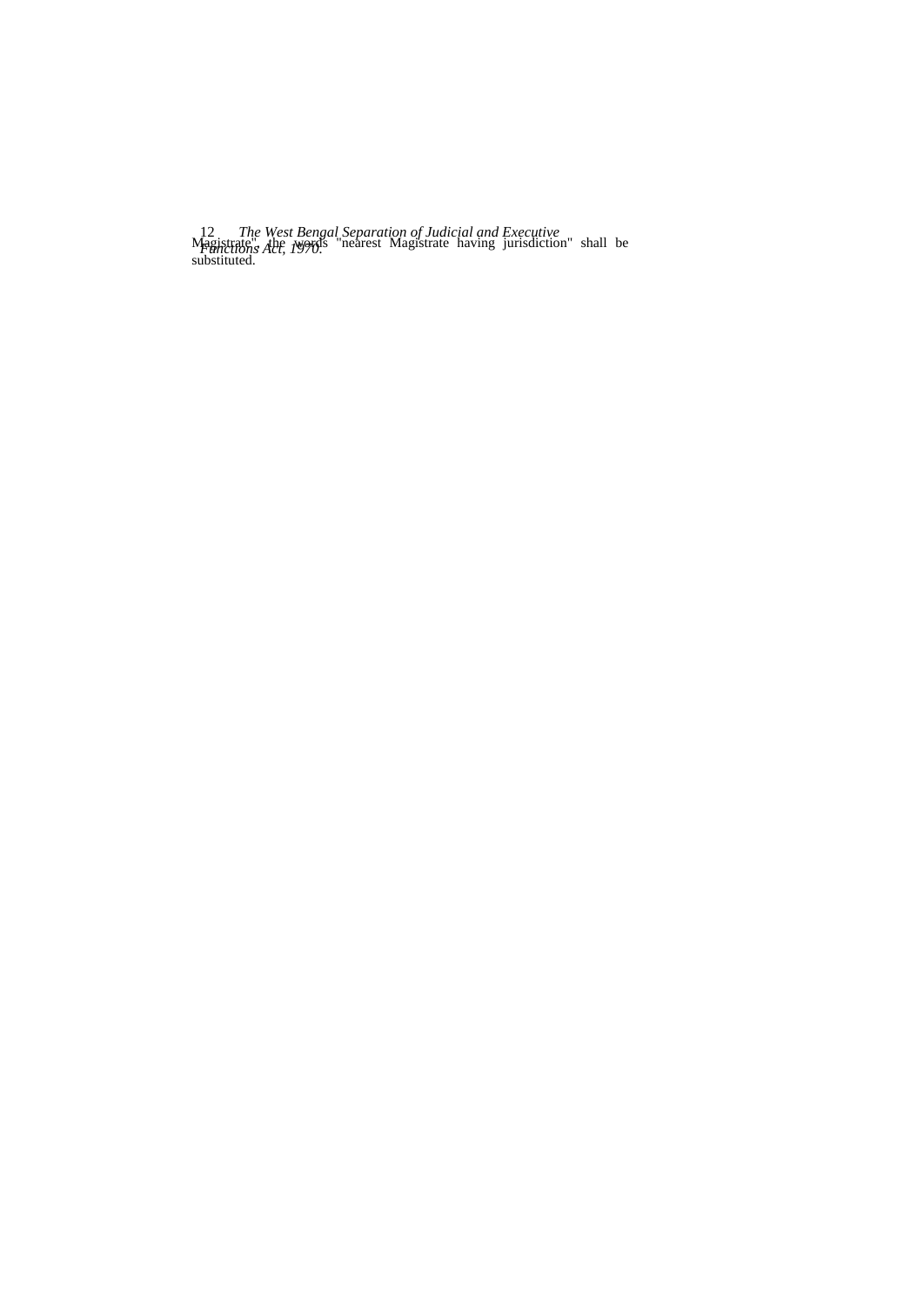Magistrate", the words "nearest Magistrate having jurisdiction" shall be substituted.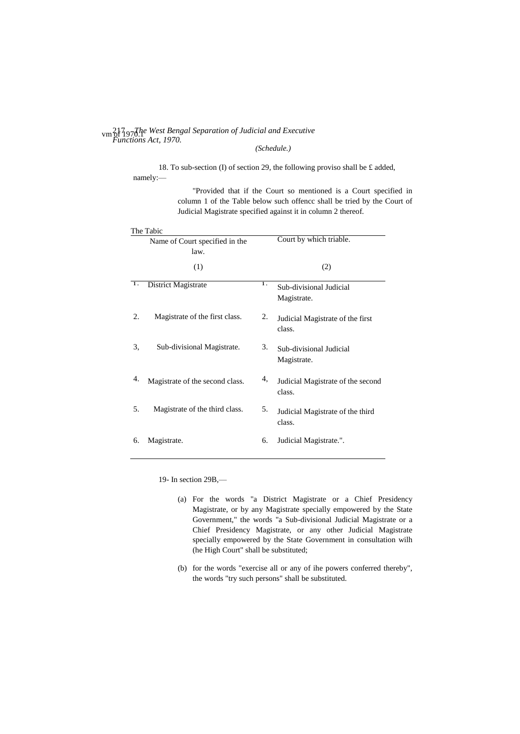(Schedule.)

18. To sub-section (I) of section 29, the following proviso shall be £ added, namely:—

"Provided that if the Court so mentioned is a Court specified in column 1 of the Table below such offencc shall be tried by the Court of Judicial Magistrate specified against it in column 2 thereof.

The Tabic

| | Name of Court specified in the law. | | Court by which triable. |
|---|---|---|---|
| | (1) | | (2) |
| 1. | District Magistrate | 1. | Sub-divisional Judicial Magistrate. |
| 2. | Magistrate of the first class. | 2. | Judicial Magistrate of the first class. |
| 3, | Sub-divisional Magistrate. | 3. | Sub-divisional Judicial Magistrate. |
| 4. | Magistrate of the second class. | 4, | Judicial Magistrate of the second class. |
| 5. | Magistrate of the third class. | 5. | Judicial Magistrate of the third class. |
| 6. | Magistrate. | 6. | Judicial Magistrate.". |

19- In section 29B,—

(a) For the words "a District Magistrate or a Chief Presidency Magistrate, or by any Magistrate specially empowered by the State Government," the words "a Sub-divisional Judicial Magistrate or a Chief Presidency Magistrate, or any other Judicial Magistrate specially empowered by the State Government in consultation wilh (he High Court" shall be substituted;

(b) for the words "exercise all or any of ihe powers conferred thereby", the words "try such persons" shall be substituted.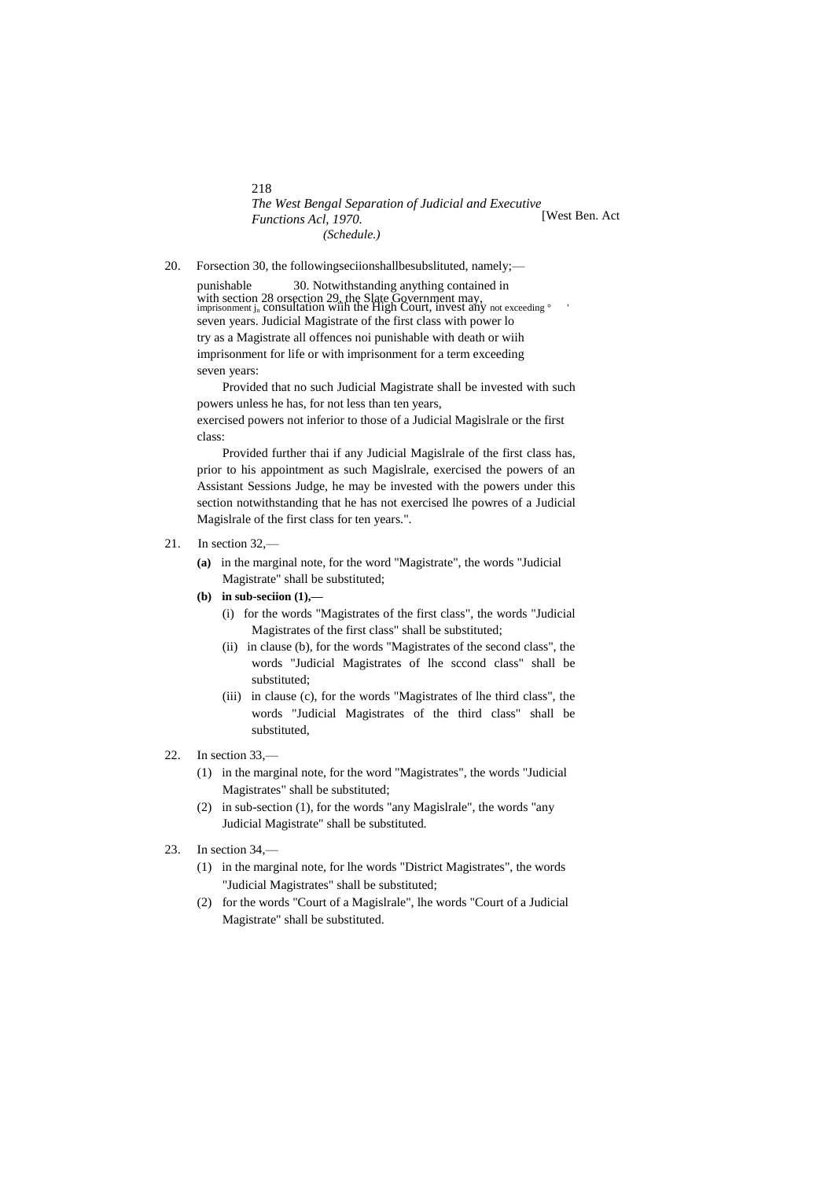20. Forsection 30, the followingseciionshallbesubslituted, namely;—

punishable with section 28 orsection 29, imprisonment jn not exceeding seven years. 30. Notwithstanding anything contained in the Slate Government may, consultation wiih the High Court, invest any Judicial Magistrate of the first class with power lo try as a Magistrate all offences noi punishable with death or wiih imprisonment for life or with imprisonment for a term exceeding seven years:

Provided that no such Judicial Magistrate shall be invested with such powers unless he has, for not less than ten years, exercised powers not inferior to those of a Judicial Magislrale or the first class:

Provided further thai if any Judicial Magislrale of the first class has, prior to his appointment as such Magislrale, exercised the powers of an Assistant Sessions Judge, he may be invested with the powers under this section notwithstanding that he has not exercised lhe powres of a Judicial Magislrale of the first class for ten years.".

21. In section 32,—

**(a)** in the marginal note, for the word "Magistrate", the words "Judicial Magistrate" shall be substituted;

**(b) in sub-seciion (1),—**

(i) for the words "Magistrates of the first class", the words "Judicial Magistrates of the first class" shall be substituted;

(ii) in clause (b), for the words "Magistrates of the second class", the words "Judicial Magistrates of lhe sccond class" shall be substituted;

(iii) in clause (c), for the words "Magistrates of lhe third class", the words "Judicial Magistrates of the third class" shall be substituted,

22. In section 33,—

(1) in the marginal note, for the word "Magistrates", the words "Judicial Magistrates" shall be substituted;

(2) in sub-section (1), for the words "any Magislrale", the words "any Judicial Magistrate" shall be substituted.

23. In section 34,—

(1) in the marginal note, for lhe words "District Magistrates", the words "Judicial Magistrates" shall be substituted;

(2) for the words "Court of a Magislrale", lhe words "Court of a Judicial Magistrate" shall be substituted.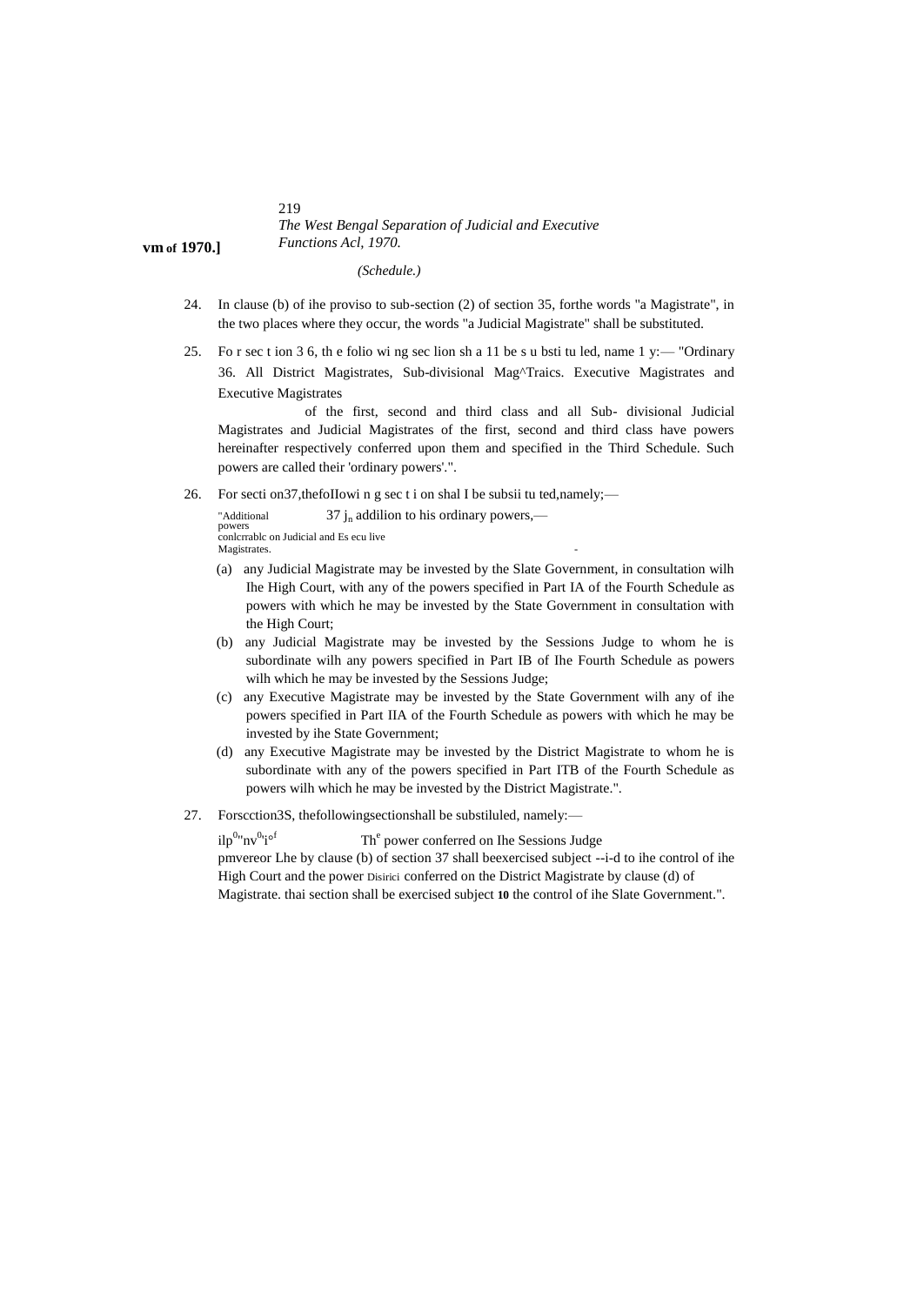*(Schedule.)*

24. In clause (b) of ihe proviso to sub-section (2) of section 35, forthe words "a Magistrate", in the two places where they occur, the words "a Judicial Magistrate" shall be substituted.

25. Fo r sec t ion 3 6, th e folio wi ng sec lion sh a 11 be s u bsti tu led, name 1 y:— "Ordinary 36. All District Magistrates, Sub-divisional Mag^Traics. Executive Magistrates and Executive Magistrates of the first, second and third class and all Sub- divisional Judicial Magistrates and Judicial Magistrates of the first, second and third class have powers hereinafter respectively conferred upon them and specified in the Third Schedule. Such powers are called their 'ordinary powers'.".

26. For secti on37,thefoIIowi n g sec t i on shal I be subsii tu ted,namely;—

"Additional powers conlcrrablc on Judicial and Es ecu live Magistrates.

37 $j_n$ addilion to his ordinary powers,—

(a) any Judicial Magistrate may be invested by the Slate Government, in consultation wilh Ihe High Court, with any of the powers specified in Part IA of the Fourth Schedule as powers with which he may be invested by the State Government in consultation with the High Court;

(b) any Judicial Magistrate may be invested by the Sessions Judge to whom he is subordinate wilh any powers specified in Part IB of Ihe Fourth Schedule as powers wilh which he may be invested by the Sessions Judge;

(c) any Executive Magistrate may be invested by the State Government wilh any of ihe powers specified in Part IIA of the Fourth Schedule as powers with which he may be invested by ihe State Government;

(d) any Executive Magistrate may be invested by the District Magistrate to whom he is subordinate with any of the powers specified in Part ITB of the Fourth Schedule as powers wilh which he may be invested by the District Magistrate.".

27. Forscction3S, thefollowingsectionshall be substiluled, namely:—

ilp°"nv°i°f pmvereor Lhe by Disirici Magistrate.

The power conferred on Ihe Sessions Judge by clause (b) of section 37 shall beexercised subject --i-d to ihe control of ihe High Court and the power conferred on the District Magistrate by clause (d) of thai section shall be exercised subject 10 the control of ihe Slate Government.".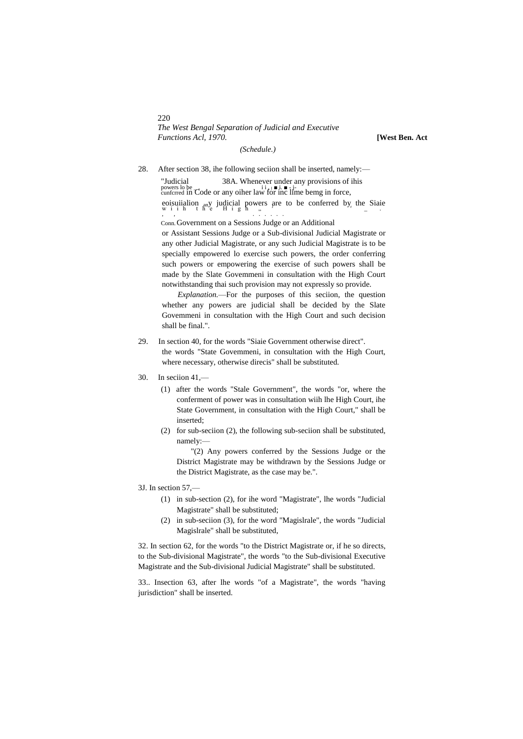(Schedule.)

28. After section 38, ihe following seciion shall be inserted, namely:—

"Judicial powers lo be cunfcrred in consultation with the High Conn.

38A. Whenever under any provisions of ihis Code or any oiher law for inc lime bemg in force, any judicial powers are to be conferred by the Siaie Government on a Sessions Judge or an Additional or Assistant Sessions Judge or a Sub-divisional Judicial Magistrate or any other Judicial Magistrate, or any such Judicial Magistrate is to be specially empowered lo exercise such powers, the order conferring such powers or empowering the exercise of such powers shall be made by the Slate Govemmeni in consultation with the High Court notwithstanding thai such provision may not expressly so provide.

*Explanation.*—For the purposes of this seciion, the question whether any powers are judicial shall be decided by the Slate Govemmeni in consultation with the High Court and such decision shall be final.".

29. In section 40, for the words "Siaie Government otherwise direct". the words "State Govemmeni, in consultation with the High Court, where necessary, otherwise direcis" shall be substituted.

30. In seciion 41,—

(1) after the words "Stale Government", the words "or, where the conferment of power was in consultation wiih lhe High Court, ihe State Government, in consultation with the High Court," shall be inserted;

(2) for sub-seciion (2), the following sub-seciion shall be substituted, namely:—

"(2) Any powers conferred by the Sessions Judge or the District Magistrate may be withdrawn by the Sessions Judge or the District Magistrate, as the case may be.".

3J. In section 57,—

(1) in sub-section (2), for ihe word "Magistrate", lhe words "Judicial Magistrate" shall be substituted;

(2) in sub-seciion (3), for the word "Magislrale", the words "Judicial Magislrale" shall be substituted,

32. In section 62, for the words "to the District Magistrate or, if he so directs, to the Sub-divisional Magistrate", the words "to the Sub-divisional Executive Magistrate and the Sub-divisional Judicial Magistrate" shall be substituted.

33.. Insection 63, after lhe words "of a Magistrate", the words "having jurisdiction" shall be inserted.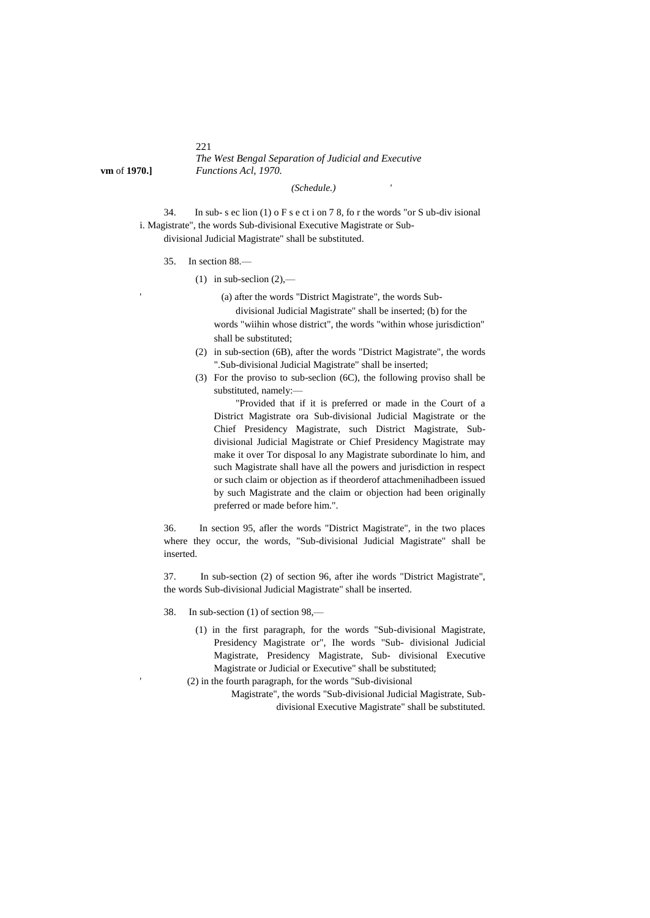*(Schedule.)*

34. In sub- s ec lion (1) o F s e ct i on 7 8, fo r the words "or S ub-div isional i. Magistrate", the words Sub-divisional Executive Magistrate or Sub-divisional Judicial Magistrate" shall be substituted.

35. In section 88.—

(1) in sub-seclion (2),—

(a) after the words "District Magistrate", the words Sub-divisional Judicial Magistrate" shall be inserted; (b) for the words "wiihin whose district", the words "within whose jurisdiction" shall be substituted;

(2) in sub-section (6B), after the words "District Magistrate", the words ".Sub-divisional Judicial Magistrate" shall be inserted;

(3) For the proviso to sub-seclion (6C), the following proviso shall be substituted, namely:—

"Provided that if it is preferred or made in the Court of a District Magistrate ora Sub-divisional Judicial Magistrate or the Chief Presidency Magistrate, such District Magistrate, Sub-divisional Judicial Magistrate or Chief Presidency Magistrate may make it over Tor disposal lo any Magistrate subordinate lo him, and such Magistrate shall have all the powers and jurisdiction in respect or such claim or objection as if theorderof attachmenihadbeen issued by such Magistrate and the claim or objection had been originally preferred or made before him.".

36. In section 95, afler the words "District Magistrate", in the two places where they occur, the words, "Sub-divisional Judicial Magistrate" shall be inserted.

37. In sub-section (2) of section 96, after ihe words "District Magistrate", the words Sub-divisional Judicial Magistrate" shall be inserted.

38. In sub-section (1) of section 98,—

(1) in the first paragraph, for the words "Sub-divisional Magistrate, Presidency Magistrate or", Ihe words "Sub- divisional Judicial Magistrate, Presidency Magistrate, Sub- divisional Executive Magistrate or Judicial or Executive" shall be substituted;

(2) in the fourth paragraph, for the words "Sub-divisional Magistrate", the words "Sub-divisional Judicial Magistrate, Sub-divisional Executive Magistrate" shall be substituted.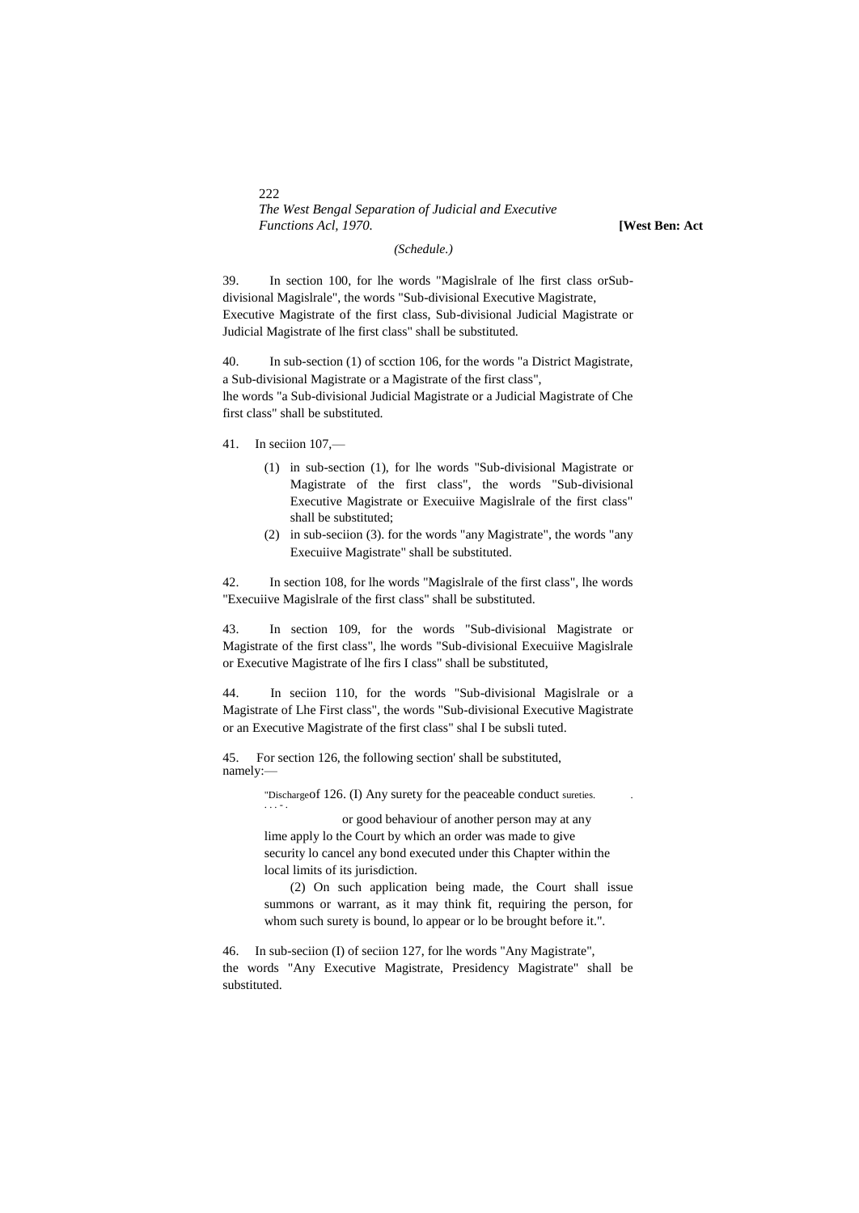*(Schedule.)*

39. In section 100, for lhe words "Magislrale of lhe first class orSub-divisional Magislrale", the words "Sub-divisional Executive Magistrate, Executive Magistrate of the first class, Sub-divisional Judicial Magistrate or Judicial Magistrate of lhe first class" shall be substituted.

40. In sub-section (1) of scction 106, for the words "a District Magistrate, a Sub-divisional Magistrate or a Magistrate of the first class", lhe words "a Sub-divisional Judicial Magistrate or a Judicial Magistrate of Che first class" shall be substituted.

41. In seciion 107,—

(1) in sub-section (1), for lhe words "Sub-divisional Magistrate or Magistrate of the first class", the words "Sub-divisional Executive Magistrate or Execuiive Magislrale of the first class" shall be substituted;

(2) in sub-seciion (3). for the words "any Magistrate", the words "any Execuiive Magistrate" shall be substituted.

42. In section 108, for lhe words "Magislrale of the first class", lhe words "Execuiive Magislrale of the first class" shall be substituted.

43. In section 109, for the words "Sub-divisional Magistrate or Magistrate of the first class", lhe words "Sub-divisional Execuiive Magislrale or Executive Magistrate of lhe firs I class" shall be substituted,

44. In seciion 110, for the words "Sub-divisional Magislrale or a Magistrate of Lhe First class", the words "Sub-divisional Executive Magistrate or an Executive Magistrate of the first class" shal I be subsli tuted.

45. For section 126, the following section' shall be substituted, namely:—

"Discharge of sureties. 126. (I) Any surety for the peaceable conduct or good behaviour of another person may at any lime apply lo the Court by which an order was made to give security lo cancel any bond executed under this Chapter within the local limits of its jurisdiction.

(2) On such application being made, the Court shall issue summons or warrant, as it may think fit, requiring the person, for whom such surety is bound, lo appear or lo be brought before it.".

46. In sub-seciion (I) of seciion 127, for lhe words "Any Magistrate", the words "Any Executive Magistrate, Presidency Magistrate" shall be substituted.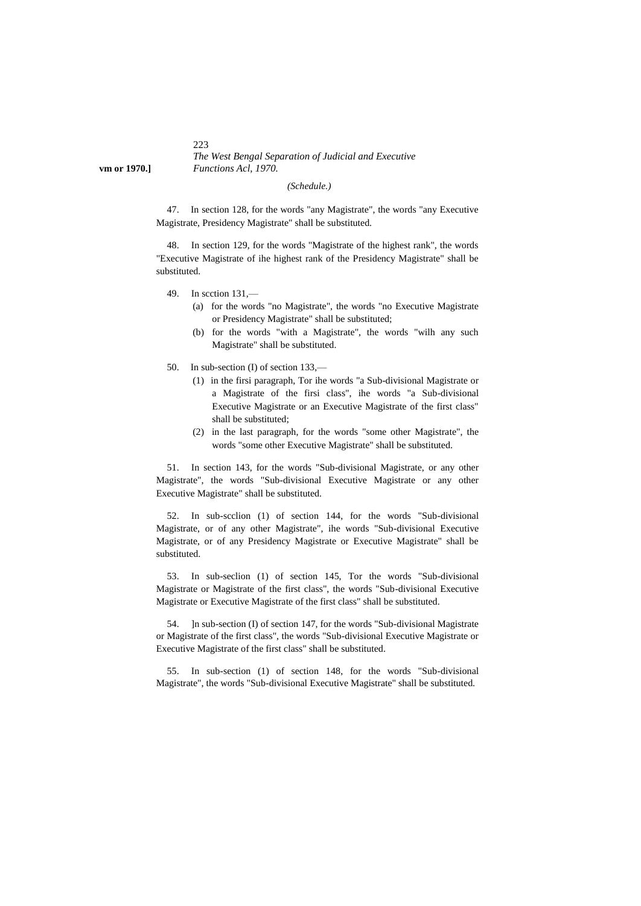*(Schedule.)*

47. In section 128, for the words "any Magistrate", the words "any Executive Magistrate, Presidency Magistrate" shall be substituted.

48. In section 129, for the words "Magistrate of the highest rank", the words "Executive Magistrate of ihe highest rank of the Presidency Magistrate" shall be substituted.

49. In scction 131,—

(a) for the words "no Magistrate", the words "no Executive Magistrate or Presidency Magistrate" shall be substituted;

(b) for the words "with a Magistrate", the words "wilh any such Magistrate" shall be substituted.

50. In sub-section (I) of section 133,—

(1) in the firsi paragraph, Tor ihe words "a Sub-divisional Magistrate or a Magistrate of the firsi class", ihe words "a Sub-divisional Executive Magistrate or an Executive Magistrate of the first class" shall be substituted;

(2) in the last paragraph, for the words "some other Magistrate", the words "some other Executive Magistrate" shall be substituted.

51. In section 143, for the words "Sub-divisional Magistrate, or any other Magistrate", the words "Sub-divisional Executive Magistrate or any other Executive Magistrate" shall be substituted.

52. In sub-scclion (1) of section 144, for the words "Sub-divisional Magistrate, or of any other Magistrate", ihe words "Sub-divisional Executive Magistrate, or of any Presidency Magistrate or Executive Magistrate" shall be substituted.

53. In sub-seclion (1) of section 145, Tor the words "Sub-divisional Magistrate or Magistrate of the first class", the words "Sub-divisional Executive Magistrate or Executive Magistrate of the first class" shall be substituted.

54. ]n sub-section (I) of section 147, for the words "Sub-divisional Magistrate or Magistrate of the first class", the words "Sub-divisional Executive Magistrate or Executive Magistrate of the first class" shall be substituted.

55. In sub-section (1) of section 148, for the words "Sub-divisional Magistrate", the words "Sub-divisional Executive Magistrate" shall be substituted.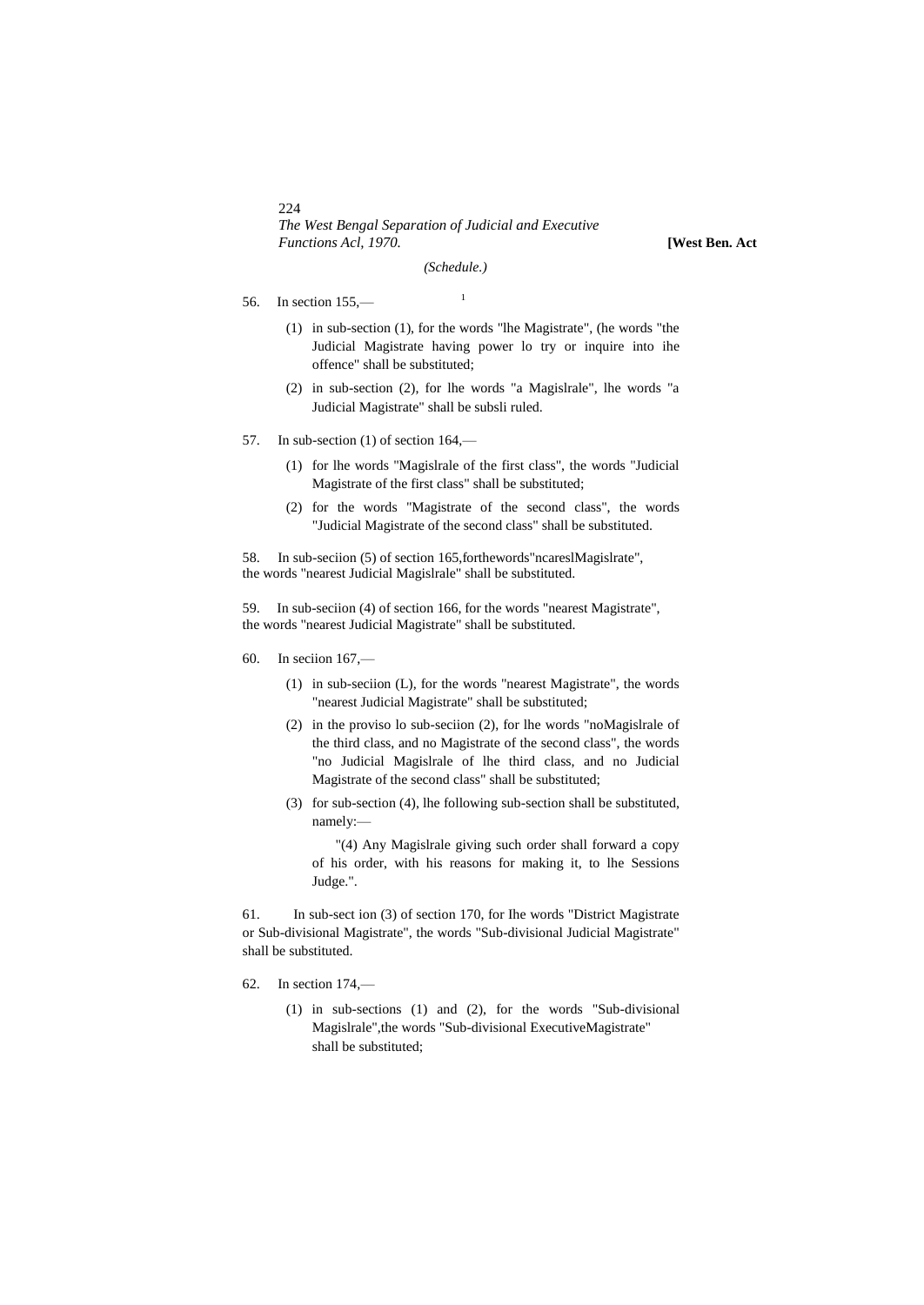*(Schedule.)*

56. In section 155,—

(1) in sub-section (1), for the words "lhe Magistrate", (he words "the Judicial Magistrate having power lo try or inquire into ihe offence" shall be substituted;

(2) in sub-section (2), for lhe words "a Magislrale", lhe words "a Judicial Magistrate" shall be subsli ruled.

57. In sub-section (1) of section 164,—

(1) for lhe words "Magislrale of the first class", the words "Judicial Magistrate of the first class" shall be substituted;

(2) for the words "Magistrate of the second class", the words "Judicial Magistrate of the second class" shall be substituted.

58. In sub-seciion (5) of section 165,forthewords"ncareslMagislrate", the words "nearest Judicial Magislrale" shall be substituted.

59. In sub-seciion (4) of section 166, for the words "nearest Magistrate", the words "nearest Judicial Magistrate" shall be substituted.

60. In seciion 167,—

(1) in sub-seciion (L), for the words "nearest Magistrate", the words "nearest Judicial Magistrate" shall be substituted;

(2) in the proviso lo sub-seciion (2), for lhe words "noMagislrale of the third class, and no Magistrate of the second class", the words "no Judicial Magislrale of lhe third class, and no Judicial Magistrate of the second class" shall be substituted;

(3) for sub-section (4), lhe following sub-section shall be substituted, namely:—

"(4) Any Magislrale giving such order shall forward a copy of his order, with his reasons for making it, to lhe Sessions Judge.".

61. In sub-sect ion (3) of section 170, for Ihe words "District Magistrate or Sub-divisional Magistrate", the words "Sub-divisional Judicial Magistrate" shall be substituted.

62. In section 174,—

(1) in sub-sections (1) and (2), for the words "Sub-divisional Magislrale",the words "Sub-divisional ExecutiveMagistrate" shall be substituted;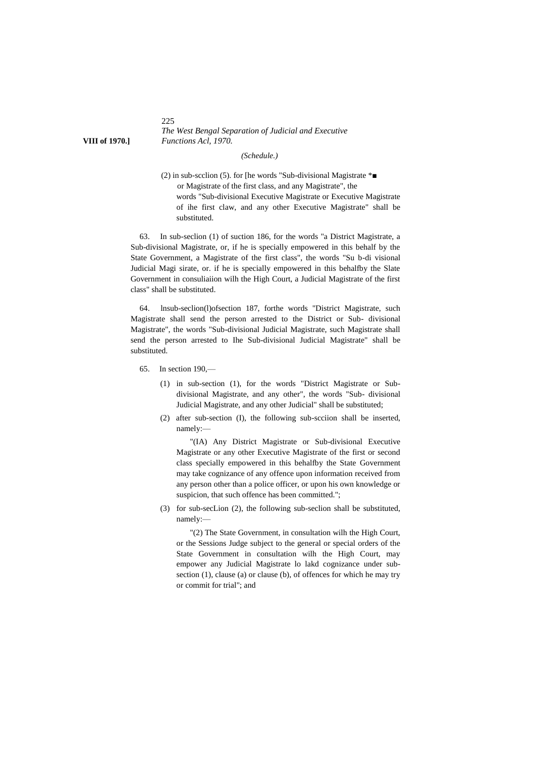*(Schedule.)*

(2) in sub-scclion (5). for [he words "Sub-divisional Magistrate *■ or Magistrate of the first class, and any Magistrate", the words "Sub-divisional Executive Magistrate or Executive Magistrate of ihe first claw, and any other Executive Magistrate" shall be substituted.

63. In sub-seclion (1) of suction 186, for the words "a District Magistrate, a Sub-divisional Magistrate, or, if he is specially empowered in this behalf by the State Government, a Magistrate of the first class", the words "Su b-di visional Judicial Magi sirate, or. if he is specially empowered in this behalfby the Slate Government in consuliaiion wilh the High Court, a Judicial Magistrate of the first class" shall be substituted.

64. lnsub-seclion(l)ofsection 187, forthe words "District Magistrate, such Magistrate shall send the person arrested to the District or Sub- divisional Magistrate", the words "Sub-divisional Judicial Magistrate, such Magistrate shall send the person arrested to Ihe Sub-divisional Judicial Magistrate" shall be substituted.

65. In section 190,—

(1) in sub-section (1), for the words "District Magistrate or Sub-divisional Magistrate, and any other", the words "Sub- divisional Judicial Magistrate, and any other Judicial" shall be substituted;

(2) after sub-section (I), the following sub-scciion shall be inserted, namely:—

"(IA) Any District Magistrate or Sub-divisional Executive Magistrate or any other Executive Magistrate of the first or second class specially empowered in this behalfby the State Government may take cognizance of any offence upon information received from any person other than a police officer, or upon his own knowledge or suspicion, that such offence has been committed.";

(3) for sub-secLion (2), the following sub-seclion shall be substituted, namely:—

"(2) The State Government, in consultation wilh the High Court, or the Sessions Judge subject to the general or special orders of the State Government in consultation wilh the High Court, may empower any Judicial Magistrate lo lakd cognizance under sub-section (1), clause (a) or clause (b), of offences for which he may try or commit for trial"; and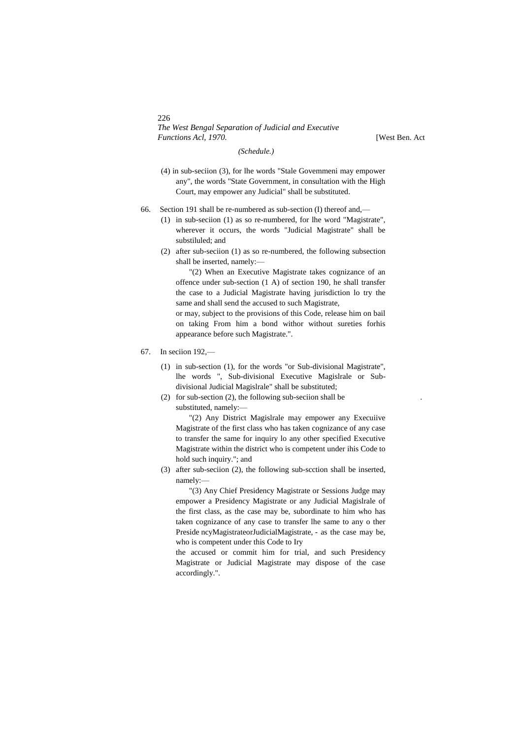*(Schedule.)*

(4) in sub-seciion (3), for lhe words "Stale Govemmeni may empower any", the words "State Government, in consultation with the High Court, may empower any Judicial" shall be substituted.

66. Section 191 shall be re-numbered as sub-section (I) thereof and,—

(1) in sub-seciion (1) as so re-numbered, for lhe word "Magistrate", wherever it occurs, the words "Judicial Magistrate" shall be substiluled; and

(2) after sub-seciion (1) as so re-numbered, the following subsection shall be inserted, namely:—

"(2) When an Executive Magistrate takes cognizance of an offence under sub-section (1 A) of section 190, he shall transfer the case to a Judicial Magistrate having jurisdiction lo try the same and shall send the accused to such Magistrate,

or may, subject to the provisions of this Code, release him on bail on taking From him a bond withor without sureties forhis appearance before such Magistrate.".

67. In seciion 192,—

(1) in sub-section (1), for the words "or Sub-divisional Magistrate", lhe words ", Sub-divisional Executive Magislrale or Sub-divisional Judicial Magislrale" shall be substituted;

(2) for sub-section (2), the following sub-seciion shall be substituted, namely:—

"(2) Any District Magislrale may empower any Execuiive Magistrate of the first class who has taken cognizance of any case to transfer the same for inquiry lo any other specified Executive Magistrate within the district who is competent under ihis Code to hold such inquiry."; and

(3) after sub-seciion (2), the following sub-scction shall be inserted, namely:—

"(3) Any Chief Presidency Magistrate or Sessions Judge may empower a Presidency Magistrate or any Judicial Magislrale of the first class, as the case may be, subordinate to him who has taken cognizance of any case to transfer lhe same to any o ther Preside ncyMagistrateorJudicialMagistrate, - as the case may be, who is competent under this Code to Iry

the accused or commit him for trial, and such Presidency Magistrate or Judicial Magistrate may dispose of the case accordingly.".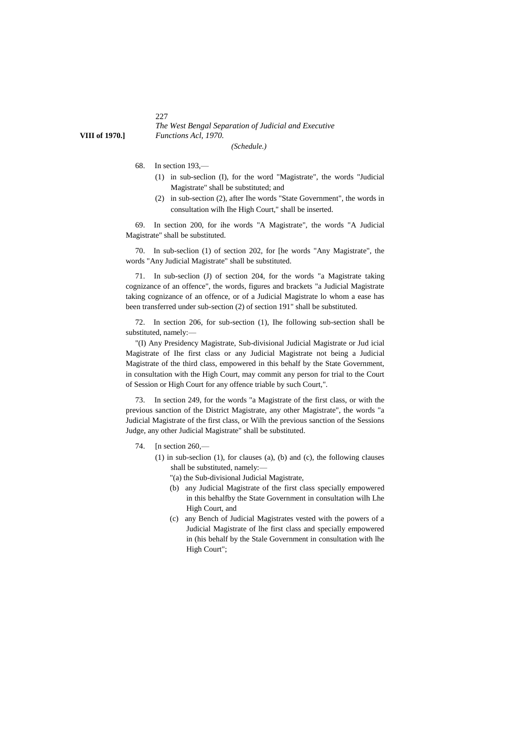68. In section 193,—

(1) in sub-seclion (I), for the word "Magistrate", the words "Judicial Magistrate" shall be substituted; and

(2) in sub-section (2), after Ihe words "State Government", the words in consultation wilh Ihe High Court," shall be inserted.

69. In section 200, for ihe words "A Magistrate", the words "A Judicial Magistrate" shall be substituted.

70. In sub-seclion (1) of section 202, for [he words "Any Magistrate", the words "Any Judicial Magistrate" shall be substituted.

71. In sub-seclion (J) of section 204, for the words "a Magistrate taking cognizance of an offence", the words, figures and brackets "a Judicial Magistrate taking cognizance of an offence, or of a Judicial Magistrate lo whom a ease has been transferred under sub-section (2) of section 191" shall be substituted.

72. In section 206, for sub-section (1), Ihe following sub-section shall be substituted, namely:—

"(I) Any Presidency Magistrate, Sub-divisional Judicial Magistrate or Jud icial Magistrate of Ihe first class or any Judicial Magistrate not being a Judicial Magistrate of the third class, empowered in this behalf by the State Government, in consultation with the High Court, may commit any person for trial to the Court of Session or High Court for any offence triable by such Court,".

73. In section 249, for the words "a Magistrate of the first class, or with the previous sanction of the District Magistrate, any other Magistrate", the words "a Judicial Magistrate of the first class, or Wilh the previous sanction of the Sessions Judge, any other Judicial Magistrate" shall be substituted.

74. [n section 260,—

(1) in sub-seclion (1), for clauses (a), (b) and (c), the following clauses shall be substituted, namely:—

"(a) the Sub-divisional Judicial Magistrate,

(b) any Judicial Magistrate of the first class specially empowered in this behalfby the State Government in consultation wilh Lhe High Court, and

(c) any Bench of Judicial Magistrates vested with the powers of a Judicial Magistrate of lhe first class and specially empowered in (his behalf by the Stale Government in consultation with lhe High Court";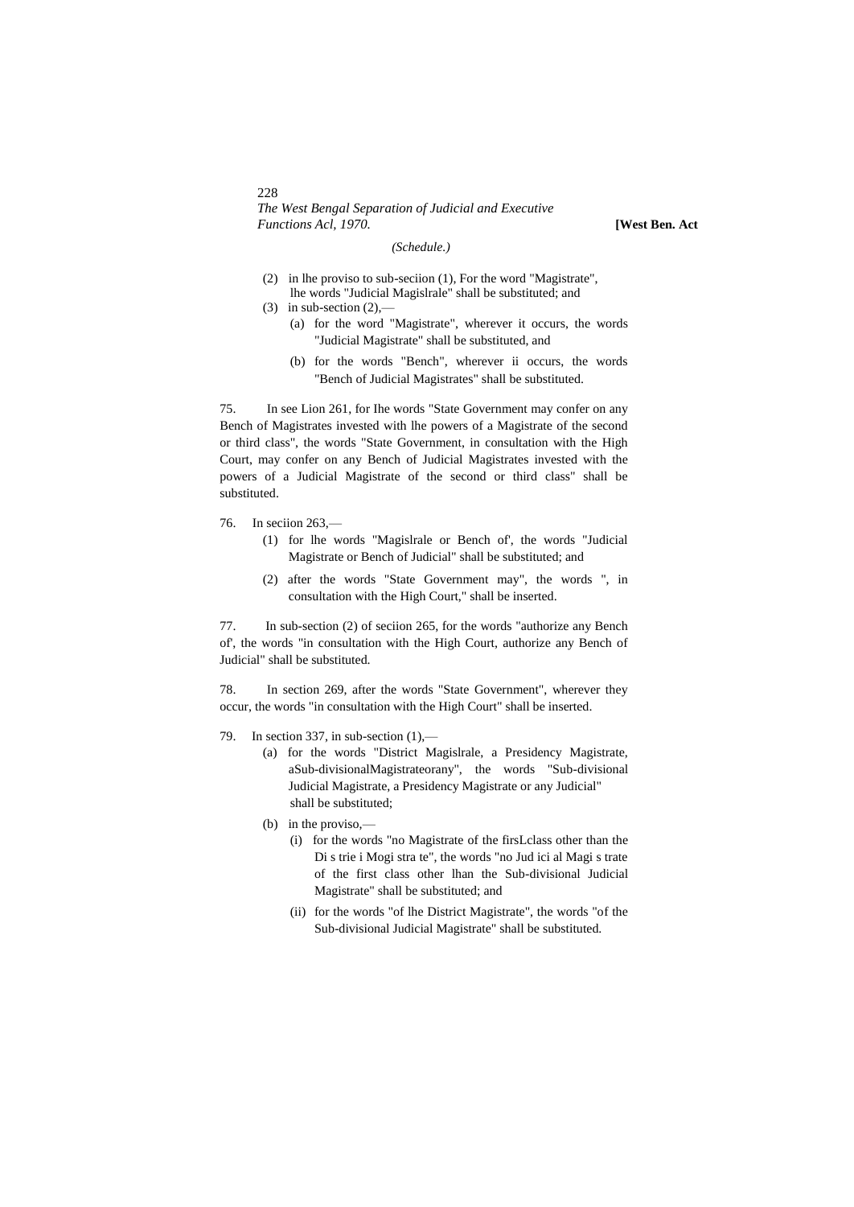*(Schedule.)*

(2) in lhe proviso to sub-seciion (1), For the word "Magistrate", lhe words "Judicial Magislrale" shall be substituted; and

(3) in sub-section (2),—

(a) for the word "Magistrate", wherever it occurs, the words "Judicial Magistrate" shall be substituted, and

(b) for the words "Bench", wherever ii occurs, the words "Bench of Judicial Magistrates" shall be substituted.

75. In see Lion 261, for Ihe words "State Government may confer on any Bench of Magistrates invested with lhe powers of a Magistrate of the second or third class", the words "State Government, in consultation with the High Court, may confer on any Bench of Judicial Magistrates invested with the powers of a Judicial Magistrate of the second or third class" shall be substituted.

76. In seciion 263,—

(1) for lhe words "Magislrale or Bench of', the words "Judicial Magistrate or Bench of Judicial" shall be substituted; and

(2) after the words "State Government may", the words ", in consultation with the High Court," shall be inserted.

77. In sub-section (2) of seciion 265, for the words "authorize any Bench of', the words "in consultation with the High Court, authorize any Bench of Judicial" shall be substituted.

78. In section 269, after the words "State Government", wherever they occur, the words "in consultation with the High Court" shall be inserted.

79. In section 337, in sub-section (1),—

(a) for the words "District Magislrale, a Presidency Magistrate, aSub-divisionalMagistrateorany", the words "Sub-divisional Judicial Magistrate, a Presidency Magistrate or any Judicial" shall be substituted;

(b) in the proviso,—

(i) for the words "no Magistrate of the firsLclass other than the Di s trie i Mogi stra te", the words "no Jud ici al Magi s trate of the first class other lhan the Sub-divisional Judicial Magistrate" shall be substituted; and

(ii) for the words "of lhe District Magistrate", the words "of the Sub-divisional Judicial Magistrate" shall be substituted.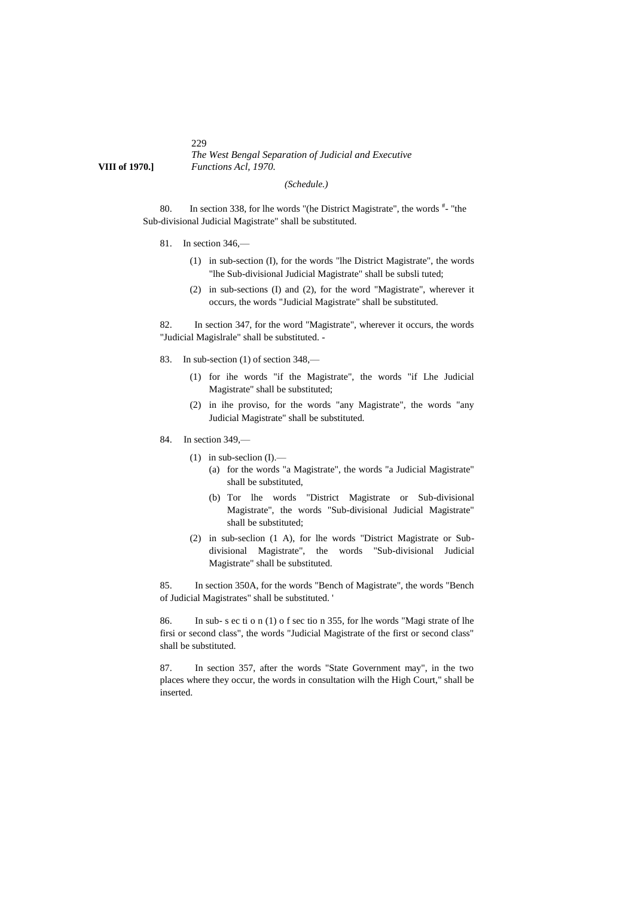*(Schedule.)*

80. In section 338, for lhe words "(he District Magistrate", the words #- "the Sub-divisional Judicial Magistrate" shall be substituted.

81. In section 346,—

(1) in sub-section (I), for the words "lhe District Magistrate", the words "lhe Sub-divisional Judicial Magistrate" shall be subsli tuted;

(2) in sub-sections (I) and (2), for the word "Magistrate", wherever it occurs, the words "Judicial Magistrate" shall be substituted.

82. In section 347, for the word "Magistrate", wherever it occurs, the words "Judicial Magislrale" shall be substituted. -

83. In sub-section (1) of section 348,—

(1) for ihe words "if the Magistrate", the words "if Lhe Judicial Magistrate" shall be substituted;

(2) in ihe proviso, for the words "any Magistrate", the words "any Judicial Magistrate" shall be substituted.

84. In section 349,—

(1) in sub-seclion (I).—

(a) for the words "a Magistrate", the words "a Judicial Magistrate" shall be substituted,

(b) Tor lhe words "District Magistrate or Sub-divisional Magistrate", the words "Sub-divisional Judicial Magistrate" shall be substituted;

(2) in sub-seclion (1 A), for lhe words "District Magistrate or Sub-divisional Magistrate", the words "Sub-divisional Judicial Magistrate" shall be substituted.

85. In section 350A, for the words "Bench of Magistrate", the words "Bench of Judicial Magistrates" shall be substituted. '

86. In sub- s ec ti o n (1) o f sec tio n 355, for lhe words "Magi strate of lhe firsi or second class", the words "Judicial Magistrate of the first or second class" shall be substituted.

87. In section 357, after the words "State Government may", in the two places where they occur, the words in consultation wilh the High Court," shall be inserted.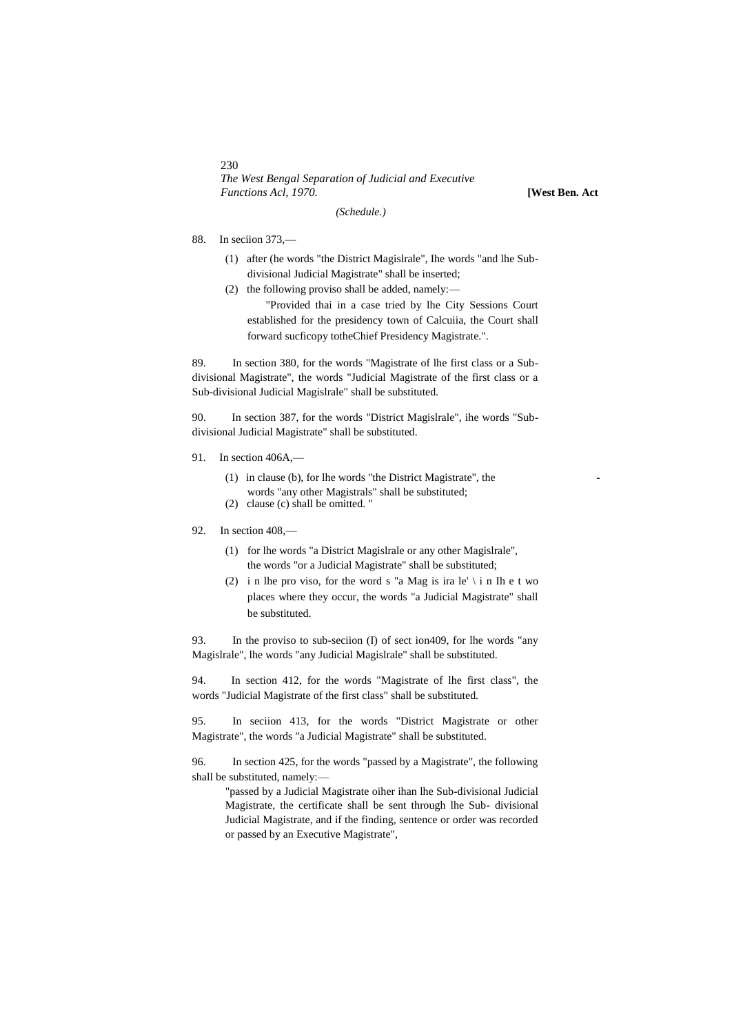(Schedule.)

88. In seciion 373,—

(1) after (he words "the District Magislrale", Ihe words "and lhe Sub-divisional Judicial Magistrate" shall be inserted;

(2) the following proviso shall be added, namely:—

"Provided thai in a case tried by lhe City Sessions Court established for the presidency town of Calcuiia, the Court shall forward sucficopy totheChief Presidency Magistrate.".

89. In section 380, for the words "Magistrate of lhe first class or a Sub-divisional Magistrate", the words "Judicial Magistrate of the first class or a Sub-divisional Judicial Magislrale" shall be substituted.

90. In section 387, for the words "District Magislrale", ihe words "Sub-divisional Judicial Magistrate" shall be substituted.

91. In section 406A,—

(1) in clause (b), for lhe words "the District Magistrate", the words "any other Magistrals" shall be substituted;

(2) clause (c) shall be omitted. "

92. In section 408,—

(1) for lhe words "a District Magislrale or any other Magislrale", the words "or a Judicial Magistrate" shall be substituted;

(2) i n lhe pro viso, for the word s "a Mag is ira le' \ i n Ih e t wo places where they occur, the words "a Judicial Magistrate" shall be substituted.

93. In the proviso to sub-seciion (I) of sect ion409, for lhe words "any Magislrale", lhe words "any Judicial Magislrale" shall be substituted.

94. In section 412, for the words "Magistrate of lhe first class", the words "Judicial Magistrate of the first class" shall be substituted.

95. In seciion 413, for the words "District Magistrate or other Magistrate", the words "a Judicial Magistrate" shall be substituted.

96. In section 425, for the words "passed by a Magistrate", the following shall be substituted, namely:—

"passed by a Judicial Magistrate oiher ihan lhe Sub-divisional Judicial Magistrate, the certificate shall be sent through lhe Sub- divisional Judicial Magistrate, and if the finding, sentence or order was recorded or passed by an Executive Magistrate",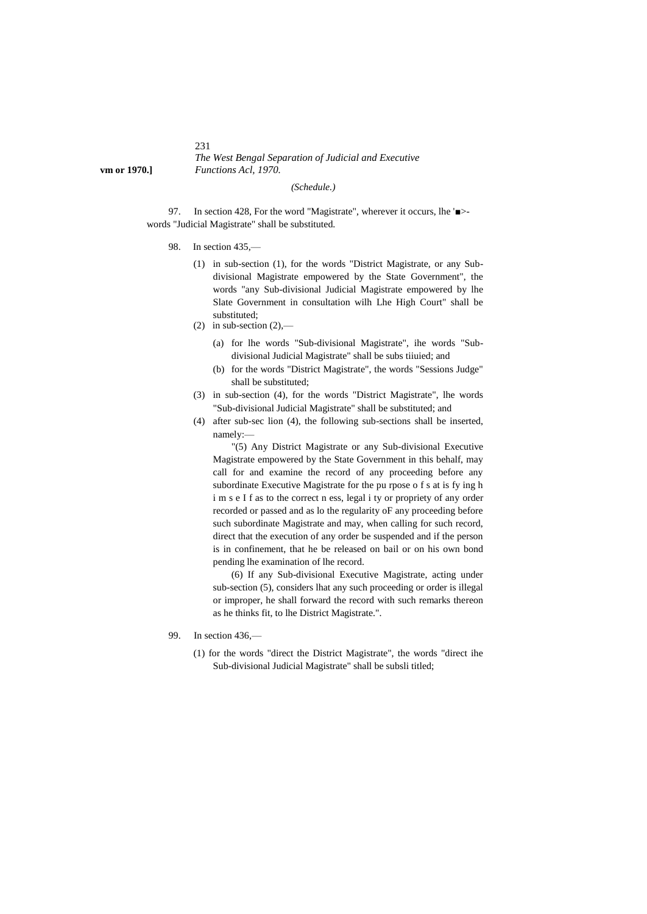*(Schedule.)*

97. In section 428, For the word "Magistrate", wherever it occurs, lhe '■>- words "Judicial Magistrate" shall be substituted.

98. In section 435,—

(1) in sub-section (1), for the words "District Magistrate, or any Sub-divisional Magistrate empowered by the State Government", the words "any Sub-divisional Judicial Magistrate empowered by lhe Slate Government in consultation wilh Lhe High Court" shall be substituted;

(2) in sub-section (2),—

(a) for lhe words "Sub-divisional Magistrate", ihe words "Sub-divisional Judicial Magistrate" shall be subs tiiuied; and

(b) for the words "District Magistrate", the words "Sessions Judge" shall be substituted;

(3) in sub-section (4), for the words "District Magistrate", lhe words "Sub-divisional Judicial Magistrate" shall be substituted; and

(4) after sub-sec lion (4), the following sub-sections shall be inserted, namely:—

"(5) Any District Magistrate or any Sub-divisional Executive Magistrate empowered by the State Government in this behalf, may call for and examine the record of any proceeding before any subordinate Executive Magistrate for the pu rpose o f s at is fy ing h i m s e I f as to the correct n ess, legal i ty or propriety of any order recorded or passed and as lo the regularity oF any proceeding before such subordinate Magistrate and may, when calling for such record, direct that the execution of any order be suspended and if the person is in confinement, that he be released on bail or on his own bond pending lhe examination of lhe record.

(6) If any Sub-divisional Executive Magistrate, acting under sub-section (5), considers lhat any such proceeding or order is illegal or improper, he shall forward the record with such remarks thereon as he thinks fit, to lhe District Magistrate.".

99. In section 436,—

(1) for the words "direct the District Magistrate", the words "direct ihe Sub-divisional Judicial Magistrate" shall be subsli titled;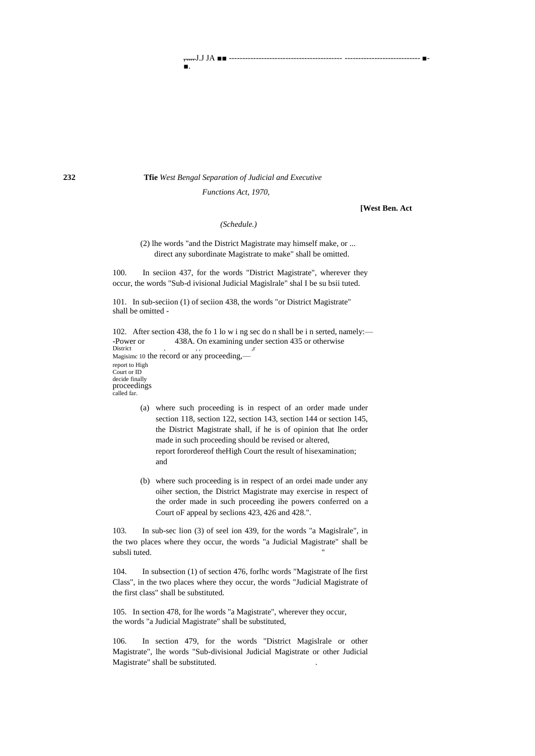(Schedule.)

(2) lhe words "and the District Magistrate may himself make, or ... direct any subordinate Magistrate to make" shall be omitted.

100. In seciion 437, for the words "District Magistrate", wherever they occur, the words "Sub-d ivisional Judicial Magislrale" shal I be su bsii tuted.

101. In sub-seciion (1) of seciion 438, the words "or District Magistrate" shall be omitted -

102. After section 438, the fo 1 lo w i ng sec do n shall be i n serted, namely:—

-Power or District Magisimc 10 report to High Court or ID decide finally proceedings called far.

438A. On examining under section 435 or otherwise the record or any proceeding,—

(a) where such proceeding is in respect of an order made under section 118, section 122, section 143, section 144 or section 145, the District Magistrate shall, if he is of opinion that lhe order made in such proceeding should be revised or altered, report forordereof theHigh Court the result of hisexamination; and

(b) where such proceeding is in respect of an ordei made under any oiher section, the District Magistrate may exercise in respect of the order made in such proceeding ihe powers conferred on a Court oF appeal by seclions 423, 426 and 428.".

103. In sub-sec lion (3) of seel ion 439, for the words "a Magislrale", in the two places where they occur, the words "a Judicial Magistrate" shall be subsli tuted.

104. In subsection (1) of section 476, forlhc words "Magistrate of lhe first Class", in the two places where they occur, the words "Judicial Magistrate of the first class" shall be substituted.

105. In section 478, for lhe words "a Magistrate", wherever they occur, the words "a Judicial Magistrate" shall be substituted,

106. In section 479, for the words "District Magislrale or other Magistrate", lhe words "Sub-divisional Judicial Magistrate or other Judicial Magistrate" shall be substituted.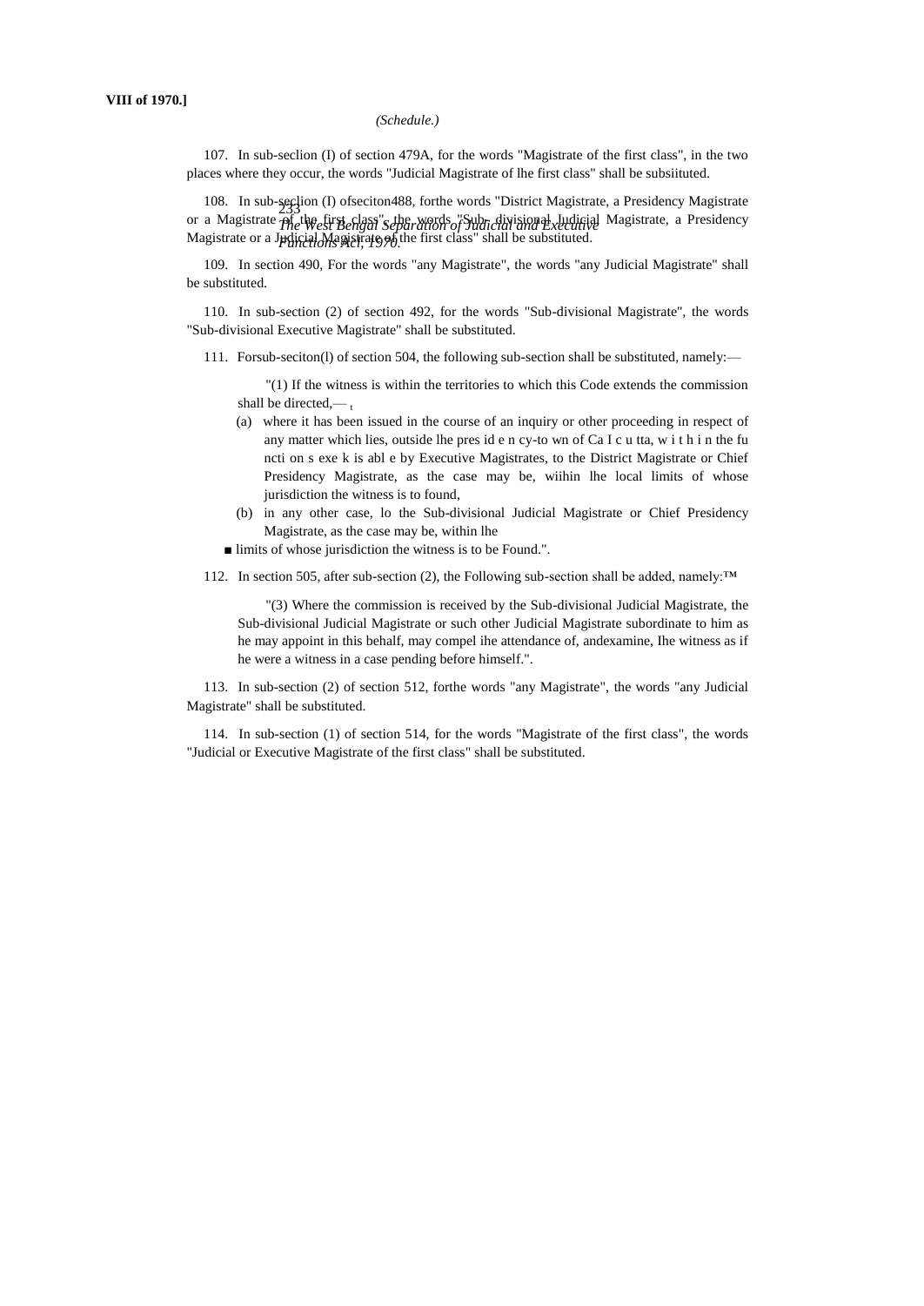*(Schedule.)*

107. In sub-seclion (I) of section 479A, for the words "Magistrate of the first class", in the two places where they occur, the words "Judicial Magistrate of lhe first class" shall be subsiituted.

108. In sub-seclion (I) ofseciton488, forthe words "District Magistrate, a Presidency Magistrate or a Magistrate of the first class", the words "Sub- divisional Judicial Magistrate, a Presidency Magistrate or a Judicial Magistrate of the first class" shall be substituted.

109. In section 490, For the words "any Magistrate", the words "any Judicial Magistrate" shall be substituted.

110. In sub-section (2) of section 492, for the words "Sub-divisional Magistrate", the words "Sub-divisional Executive Magistrate" shall be substituted.

111. Forsub-seciton(l) of section 504, the following sub-section shall be substituted, namely:—

"(1) If the witness is within the territories to which this Code extends the commission shall be directed,—

(a) where it has been issued in the course of an inquiry or other proceeding in respect of any matter which lies, outside lhe pres id e n cy-to wn of Ca I c u tta, w i t h i n the fu ncti on s exe k is abl e by Executive Magistrates, to the District Magistrate or Chief Presidency Magistrate, as the case may be, wiihin lhe local limits of whose jurisdiction the witness is to found,

(b) in any other case, lo the Sub-divisional Judicial Magistrate or Chief Presidency Magistrate, as the case may be, within lhe limits of whose jurisdiction the witness is to be Found.".

112. In section 505, after sub-section (2), the Following sub-section shall be added, namely:—

"(3) Where the commission is received by the Sub-divisional Judicial Magistrate, the Sub-divisional Judicial Magistrate or such other Judicial Magistrate subordinate to him as he may appoint in this behalf, may compel ihe attendance of, andexamine, Ihe witness as if he were a witness in a case pending before himself.".

113. In sub-section (2) of section 512, forthe words "any Magistrate", the words "any Judicial Magistrate" shall be substituted.

114. In sub-section (1) of section 514, for the words "Magistrate of the first class", the words "Judicial or Executive Magistrate of the first class" shall be substituted.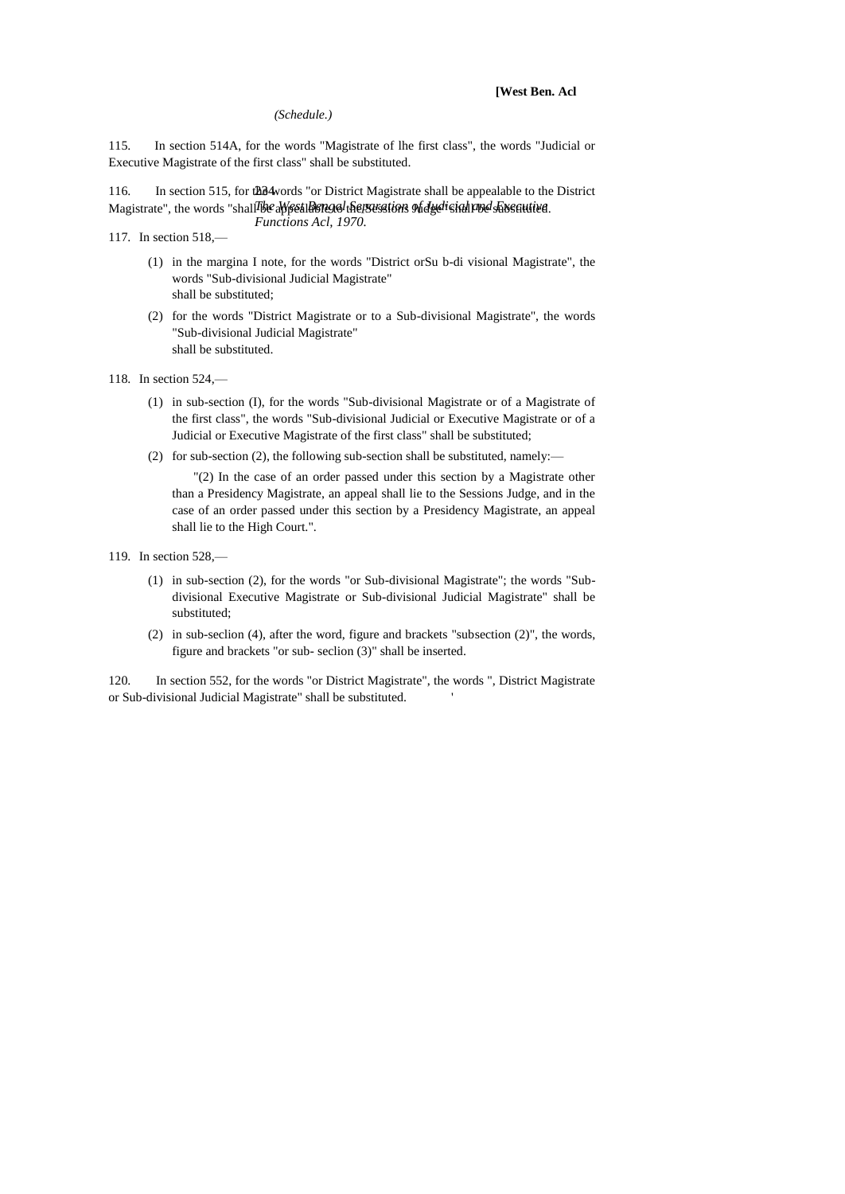*(Schedule.)*

115. In section 514A, for the words "Magistrate of lhe first class", the words "Judicial or Executive Magistrate of the first class" shall be substituted.

116. In section 515, for the words "or District Magistrate shall be appealable to the District Magistrate", the words "shall be appealable to the Sessions Judge" shall be substituted.

117. In section 518,—

(1) in the margina I note, for the words "District orSu b-di visional Magistrate", the words "Sub-divisional Judicial Magistrate" shall be substituted;

(2) for the words "District Magistrate or to a Sub-divisional Magistrate", the words "Sub-divisional Judicial Magistrate" shall be substituted.

118. In section 524,—

(1) in sub-section (I), for the words "Sub-divisional Magistrate or of a Magistrate of the first class", the words "Sub-divisional Judicial or Executive Magistrate or of a Judicial or Executive Magistrate of the first class" shall be substituted;

(2) for sub-section (2), the following sub-section shall be substituted, namely:—

"(2) In the case of an order passed under this section by a Magistrate other than a Presidency Magistrate, an appeal shall lie to the Sessions Judge, and in the case of an order passed under this section by a Presidency Magistrate, an appeal shall lie to the High Court.".

119. In section 528,—

(1) in sub-section (2), for the words "or Sub-divisional Magistrate"; the words "Sub-divisional Executive Magistrate or Sub-divisional Judicial Magistrate" shall be substituted;

(2) in sub-seclion (4), after the word, figure and brackets "subsection (2)", the words, figure and brackets "or sub- seclion (3)" shall be inserted.

120. In section 552, for the words "or District Magistrate", the words ", District Magistrate or Sub-divisional Judicial Magistrate" shall be substituted.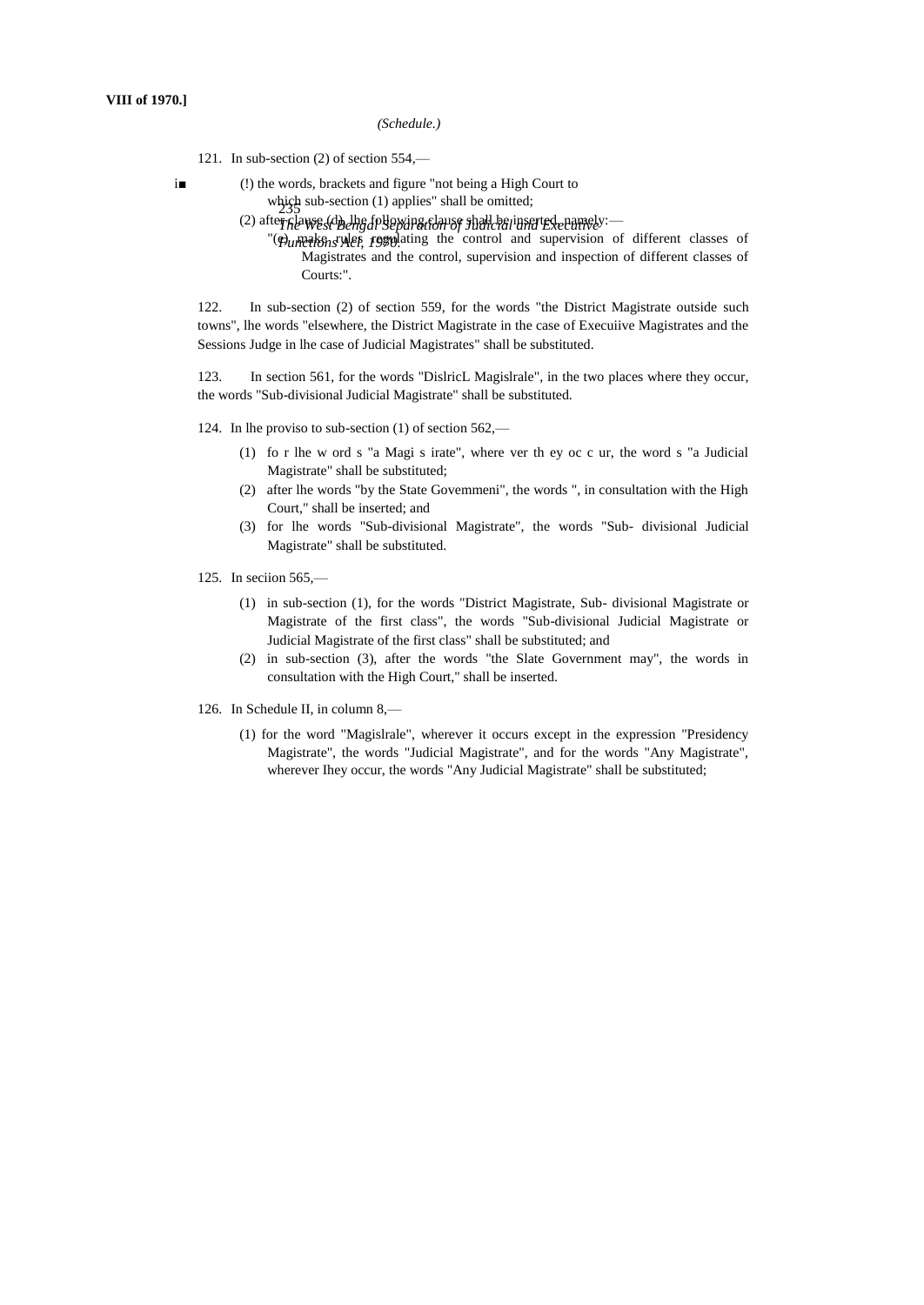(*Schedule.*)

121. In sub-section (2) of section 554,—

(!) the words, brackets and figure "not being a High Court to which sub-section (1) applies" shall be omitted;

(2) after clause (d), lhe following clause shall be inserted, namely:—

"(e) make rules regulating the control and supervision of different classes of Magistrates and the control, supervision and inspection of different classes of Courts:".

122. In sub-section (2) of section 559, for the words "the District Magistrate outside such towns", lhe words "elsewhere, the District Magistrate in the case of Execuiive Magistrates and the Sessions Judge in lhe case of Judicial Magistrates" shall be substituted.

123. In section 561, for the words "DislricL Magislrale", in the two places where they occur, the words "Sub-divisional Judicial Magistrate" shall be substituted.

124. In lhe proviso to sub-section (1) of section 562,—

(1) fo r lhe w ord s "a Magi s irate", where ver th ey oc c ur, the word s "a Judicial Magistrate" shall be substituted;

(2) after lhe words "by the State Govemmeni", the words ", in consultation with the High Court," shall be inserted; and

(3) for lhe words "Sub-divisional Magistrate", the words "Sub- divisional Judicial Magistrate" shall be substituted.

125. In seciion 565,—

(1) in sub-section (1), for the words "District Magistrate, Sub- divisional Magistrate or Magistrate of the first class", the words "Sub-divisional Judicial Magistrate or Judicial Magistrate of the first class" shall be substituted; and

(2) in sub-section (3), after the words "the Slate Government may", the words in consultation with the High Court," shall be inserted.

126. In Schedule II, in column 8,—

(1) for the word "Magislrale", wherever it occurs except in the expression "Presidency Magistrate", the words "Judicial Magistrate", and for the words "Any Magistrate", wherever Ihey occur, the words "Any Judicial Magistrate" shall be substituted;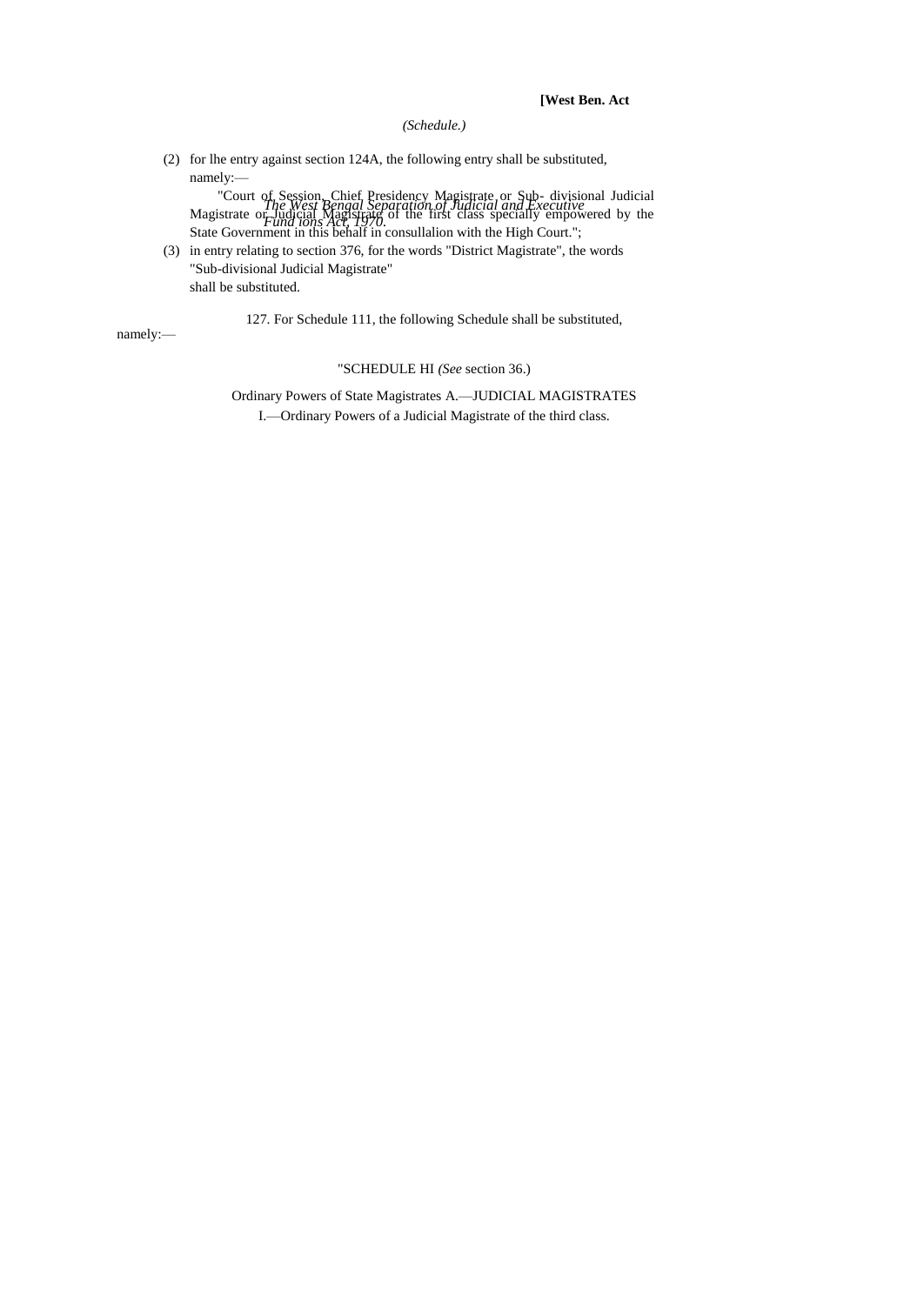(2) for lhe entry against section 124A, the following entry shall be substituted, namely:—

"Court of Session, Chief Presidency Magistrate or Sub- divisional Judicial Magistrate or Judicial Magistrate of the first class specially empowered by the State Government in this behalf in consullalion with the High Court.";

(3) in entry relating to section 376, for the words "District Magistrate", the words "Sub-divisional Judicial Magistrate" shall be substituted.

127. For Schedule 111, the following Schedule shall be substituted, namely:—

"SCHEDULE HI *(See* section 36.)

Ordinary Powers of State Magistrates A.—JUDICIAL MAGISTRATES

I.—Ordinary Powers of a Judicial Magistrate of the third class.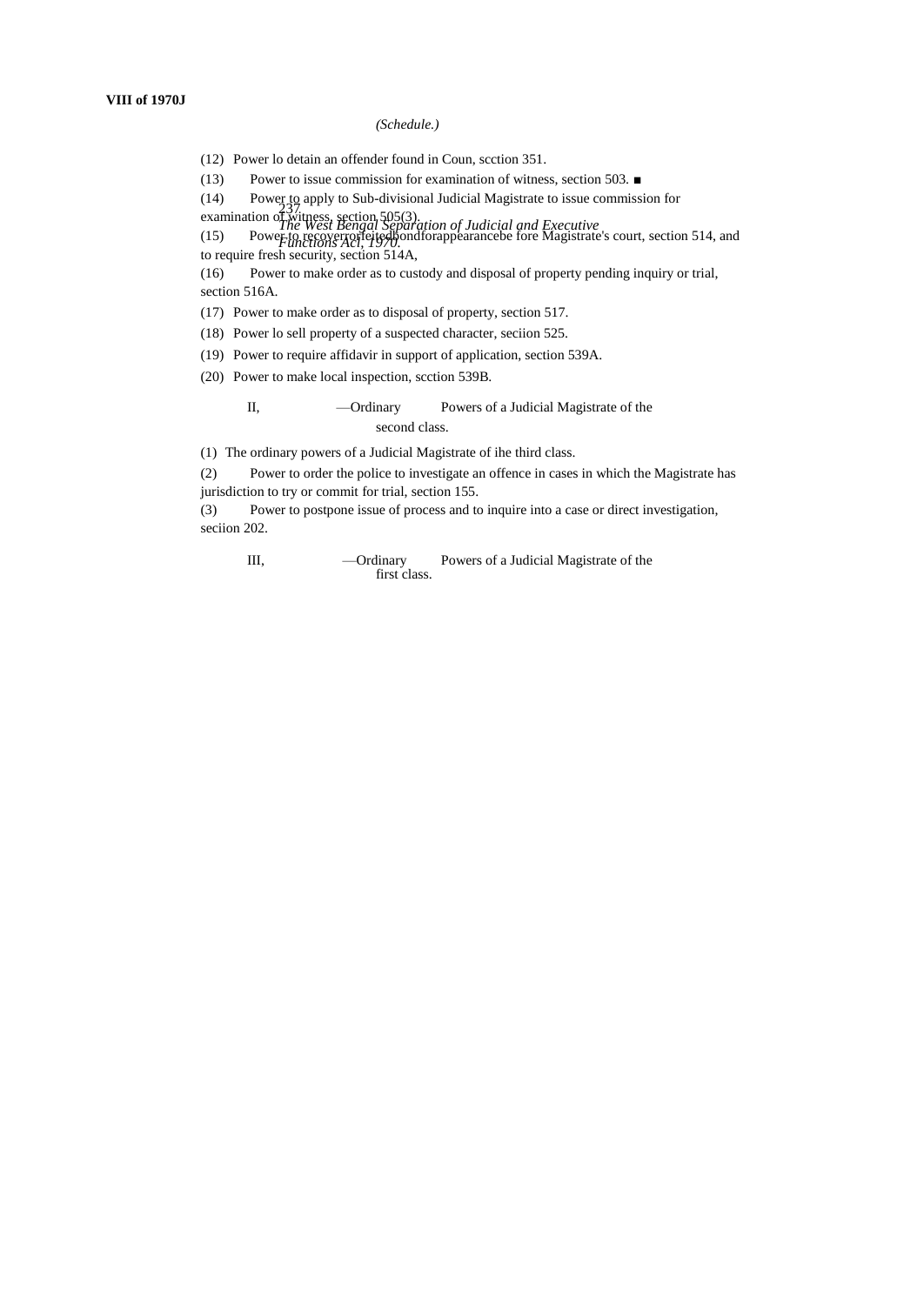*(Schedule.)*

(12) Power lo detain an offender found in Coun, scction 351.

(13) Power to issue commission for examination of witness, section 503. ■

(14) Power to apply to Sub-divisional Judicial Magistrate to issue commission for examination of witness, section 505(3).

(15) Power to recoverrorfeitedbondforappearancebe fore Magistrate's court, section 514, and to require fresh security, section 514A,

(16) Power to make order as to custody and disposal of property pending inquiry or trial, section 516A.

(17) Power to make order as to disposal of property, section 517.

(18) Power lo sell property of a suspected character, seciion 525.

(19) Power to require affidavir in support of application, section 539A.

(20) Power to make local inspection, scction 539B.

II, —Ordinary Powers of a Judicial Magistrate of the second class.

(1) The ordinary powers of a Judicial Magistrate of ihe third class.

(2) Power to order the police to investigate an offence in cases in which the Magistrate has jurisdiction to try or commit for trial, section 155.

(3) Power to postpone issue of process and to inquire into a case or direct investigation, seciion 202.

III, —Ordinary Powers of a Judicial Magistrate of the first class.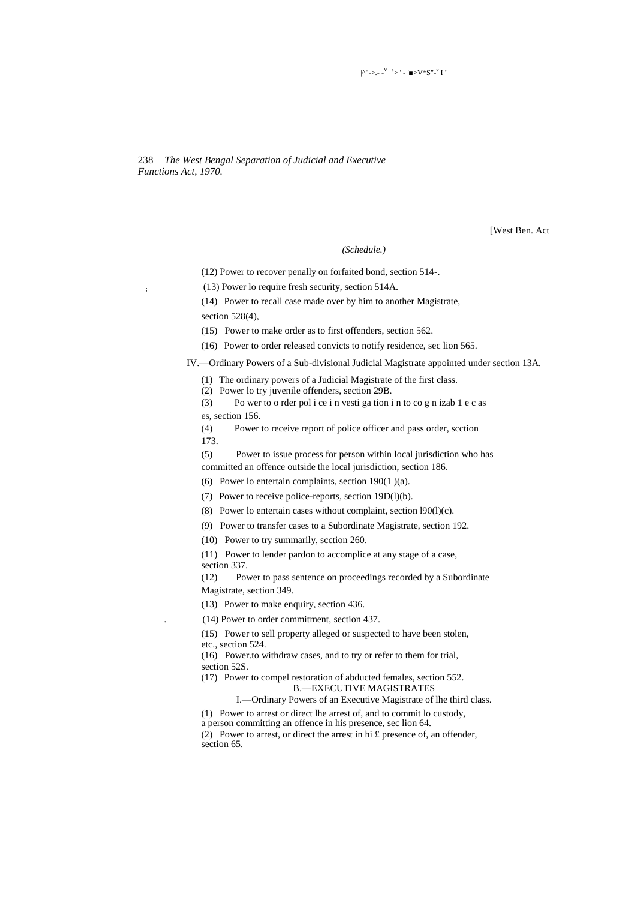(*Schedule.*)

(12) Power to recover penally on forfaited bond, section 514-.

(13) Power lo require fresh security, section 514A.

(14) Power to recall case made over by him to another Magistrate, section 528(4),

(15) Power to make order as to first offenders, section 562.

(16) Power to order released convicts to notify residence, sec lion 565.

IV.—Ordinary Powers of a Sub-divisional Judicial Magistrate appointed under section 13A.

(1) The ordinary powers of a Judicial Magistrate of the first class.

(2) Power lo try juvenile offenders, section 29B.

(3) Po wer to o rder pol i ce i n vesti ga tion i n to co g n izab 1 e c as es, section 156.

(4) Power to receive report of police officer and pass order, scction 173.

(5) Power to issue process for person within local jurisdiction who has committed an offence outside the local jurisdiction, section 186.

(6) Power lo entertain complaints, section 190(1 )(a).

(7) Power to receive police-reports, section 19D(l)(b).

(8) Power lo entertain cases without complaint, section l90(l)(c).

(9) Power to transfer cases to a Subordinate Magistrate, section 192.

(10) Power to try summarily, scction 260.

(11) Power to lender pardon to accomplice at any stage of a case, section 337.

(12) Power to pass sentence on proceedings recorded by a Subordinate Magistrate, section 349.

(13) Power to make enquiry, section 436.

(14) Power to order commitment, section 437.

(15) Power to sell property alleged or suspected to have been stolen, etc., section 524.

(16) Power.to withdraw cases, and to try or refer to them for trial, section 52S.

(17) Power to compel restoration of abducted females, section 552.

B.—EXECUTIVE MAGISTRATES

I.—Ordinary Powers of an Executive Magistrate of lhe third class.

(1) Power to arrest or direct lhe arrest of, and to commit lo custody, a person committing an offence in his presence, sec lion 64.

(2) Power to arrest, or direct the arrest in hi £ presence of, an offender, section 65.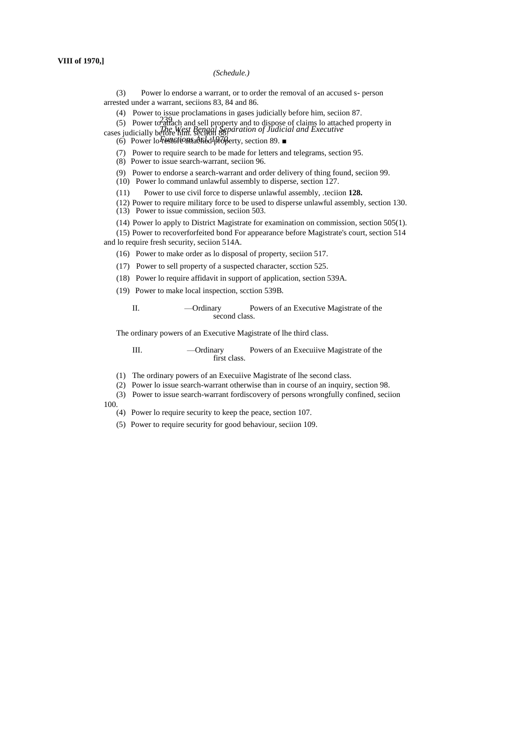*(Schedule.)*

(3) Power lo endorse a warrant, or to order the removal of an accused s- person arrested under a warrant, seciions 83, 84 and 86.

(4) Power to issue proclamations in gases judicially before him, seciion 87.

(5) Power to attach and sell property and to dispose of claims lo attached property in cases judicially before him. section 88.

(6) Power lo restore attached property, section 89. ■

(7) Power to require search to be made for letters and telegrams, section 95.

(8) Power to issue search-warrant, seciion 96.

(9) Power to endorse a search-warrant and order delivery of thing found, seciion 99.

(10) Power lo command unlawful assembly to disperse, section 127.

(11) Power to use civil force to disperse unlawful assembly, .teciion **128.**

(12) Power to require military force to be used to disperse unlawful assembly, section 130.

(13) Power to issue commission, seciion 503.

(14) Power lo apply to District Magistrate for examination on commission, section 505(1).

(15) Power to recoverforfeited bond For appearance before Magistrate's court, section 514 and lo require fresh security, seciion 514A.

(16) Power to make order as lo disposal of property, seciion 517.

(17) Power to sell property of a suspected character, scction 525.

(18) Power lo require affidavit in support of application, section 539A.

(19) Power to make local inspection, scction 539B.

II. —Ordinary Powers of an Executive Magistrate of the second class.

The ordinary powers of an Executive Magistrate of lhe third class.

III. —Ordinary Powers of an Execuiive Magistrate of the first class.

(1) The ordinary powers of an Execuiive Magistrate of lhe second class.

(2) Power lo issue search-warrant otherwise than in course of an inquiry, section 98.

(3) Power to issue search-warrant fordiscovery of persons wrongfully confined, seciion 100.

(4) Power lo require security to keep the peace, section 107.

(5) Power to require security for good behaviour, seciion 109.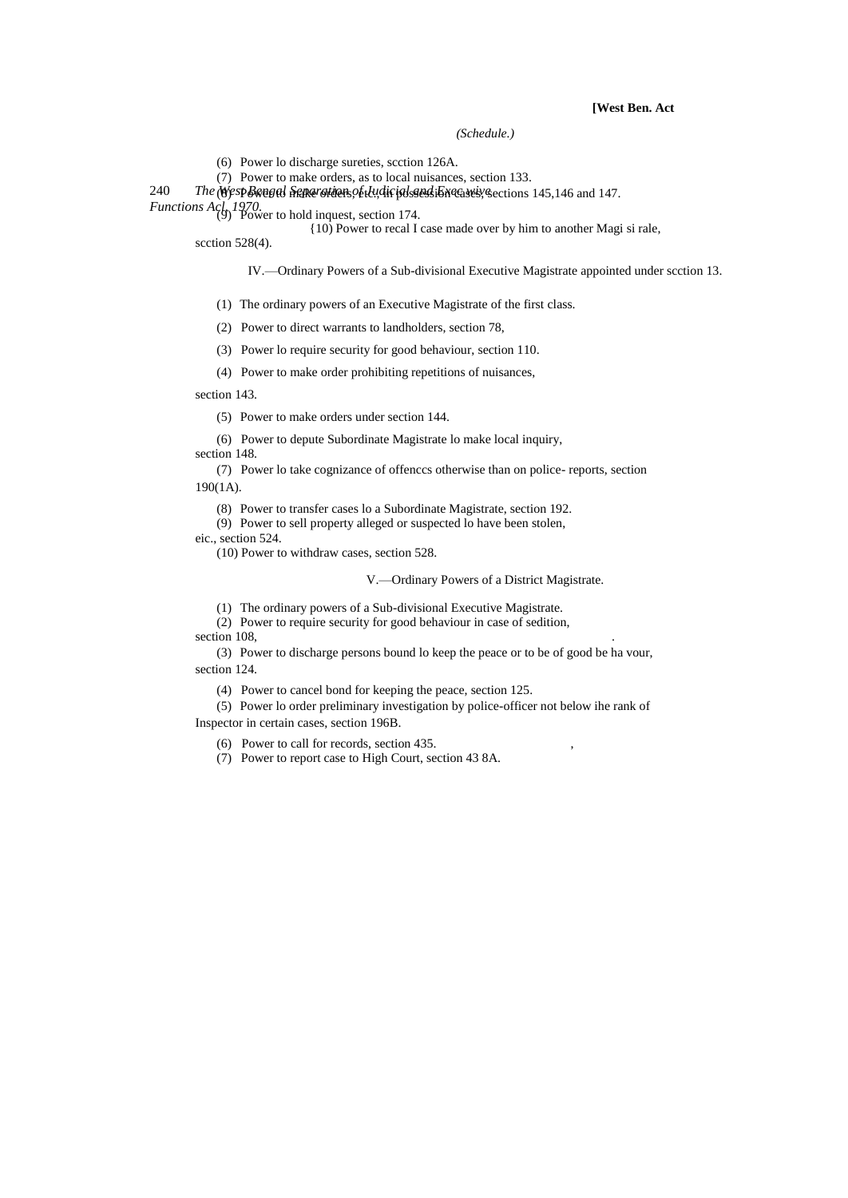*(Schedule.)*

(6) Power lo discharge sureties, scction 126A.

(7) Power to make orders, as to local nuisances, section 133.

(8) Power to make orders, etc., in possession cases, sections 145,146 and 147.

(9) Power to hold inquest, section 174.

{10) Power to recal I case made over by him to another Magi si rale, scction 528(4).

IV.—Ordinary Powers of a Sub-divisional Executive Magistrate appointed under scction 13.

(1) The ordinary powers of an Executive Magistrate of the first class.

(2) Power to direct warrants to landholders, section 78,

(3) Power lo require security for good behaviour, section 110.

(4) Power to make order prohibiting repetitions of nuisances, section 143.

(5) Power to make orders under section 144.

(6) Power to depute Subordinate Magistrate lo make local inquiry, section 148.

(7) Power lo take cognizance of offenccs otherwise than on police- reports, section 190(1A).

(8) Power to transfer cases lo a Subordinate Magistrate, section 192.

(9) Power to sell property alleged or suspected lo have been stolen, eic., section 524.

(10) Power to withdraw cases, section 528.

V.—Ordinary Powers of a District Magistrate.

(1) The ordinary powers of a Sub-divisional Executive Magistrate.

(2) Power to require security for good behaviour in case of sedition, section 108,

(3) Power to discharge persons bound lo keep the peace or to be of good be ha vour, section 124.

(4) Power to cancel bond for keeping the peace, section 125.

(5) Power lo order preliminary investigation by police-officer not below ihe rank of Inspector in certain cases, section 196B.

(6) Power to call for records, section 435.

(7) Power to report case to High Court, section 43 8A.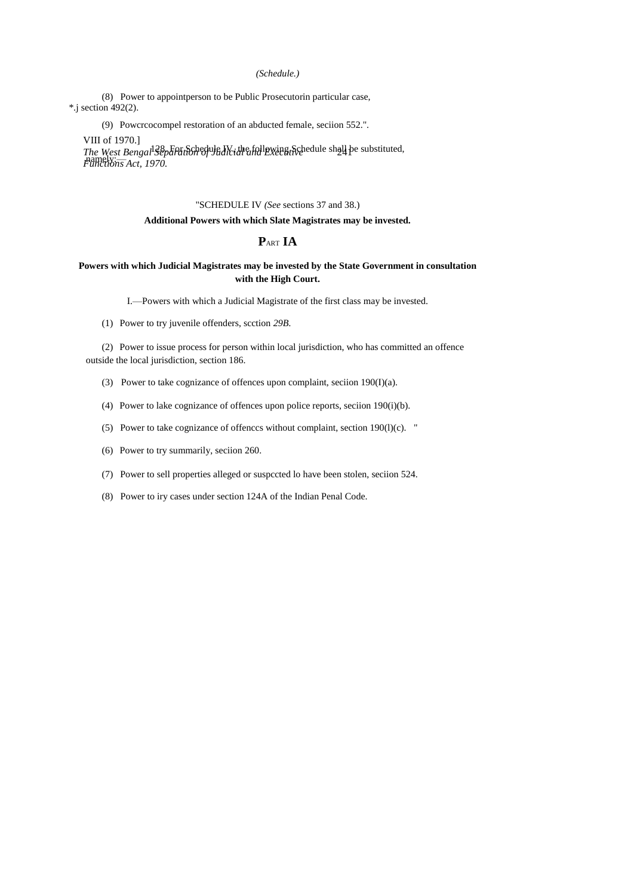*(Schedule.)*

(8) Power to appointperson to be Public Prosecutorin particular case, *.j section 492(2).

(9) Powcrcocompel restoration of an abducted female, seciion 552.".

VIII of 1970.]
*The West Bengal Separation of Judicial and Executive Functions Act, 1970.*

128. For Schedule IV, the following Schedule shall be substituted, namely:—

"SCHEDULE IV *(See* sections 37 and 38.)

**Additional Powers with which Slate Magistrates may be invested.**

## PART IA

**Powers with which Judicial Magistrates may be invested by the State Government in consultation with the High Court.**

I.—Powers with which a Judicial Magistrate of the first class may be invested.

(1) Power to try juvenile offenders, scction *29B.*

(2) Power to issue process for person within local jurisdiction, who has committed an offence outside the local jurisdiction, section 186.

(3) Power to take cognizance of offences upon complaint, seciion 190(I)(a).

(4) Power to lake cognizance of offences upon police reports, seciion 190(i)(b).

(5) Power to take cognizance of offenccs without complaint, section 190(l)(c). "

(6) Power to try summarily, seciion 260.

(7) Power to sell properties alleged or suspccted lo have been stolen, seciion 524.

(8) Power to iry cases under section 124A of the Indian Penal Code.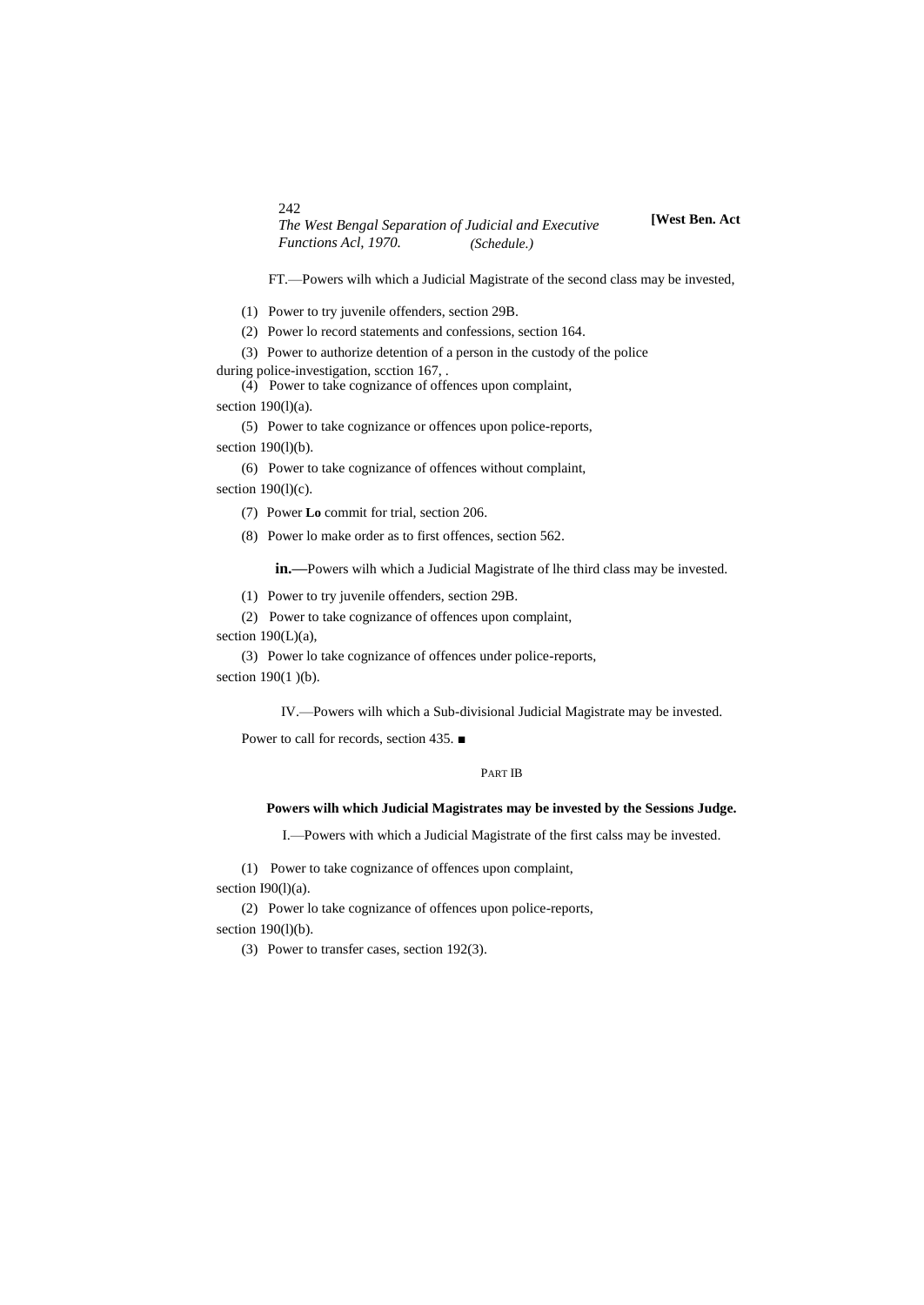FT.—Powers wilh which a Judicial Magistrate of the second class may be invested,

(1) Power to try juvenile offenders, section 29B.

(2) Power lo record statements and confessions, section 164.

(3) Power to authorize detention of a person in the custody of the police during police-investigation, scction 167, .

(4) Power to take cognizance of offences upon complaint, section 190(l)(a).

(5) Power to take cognizance or offences upon police-reports, section 190(l)(b).

(6) Power to take cognizance of offences without complaint, section 190(l)(c).

(7) Power **Lo** commit for trial, section 206.

(8) Power lo make order as to first offences, section 562.

**in.—**Powers wilh which a Judicial Magistrate of lhe third class may be invested.

(1) Power to try juvenile offenders, section 29B.

(2) Power to take cognizance of offences upon complaint, section 190(L)(a),

(3) Power lo take cognizance of offences under police-reports, section 190(1 )(b).

IV.—Powers wilh which a Sub-divisional Judicial Magistrate may be invested.

Power to call for records, section 435. ■

PART IB

**Powers wilh which Judicial Magistrates may be invested by the Sessions Judge.**

I.—Powers with which a Judicial Magistrate of the first calss may be invested.

(1) Power to take cognizance of offences upon complaint, section I90(l)(a).

(2) Power lo take cognizance of offences upon police-reports, section 190(l)(b).

(3) Power to transfer cases, section 192(3).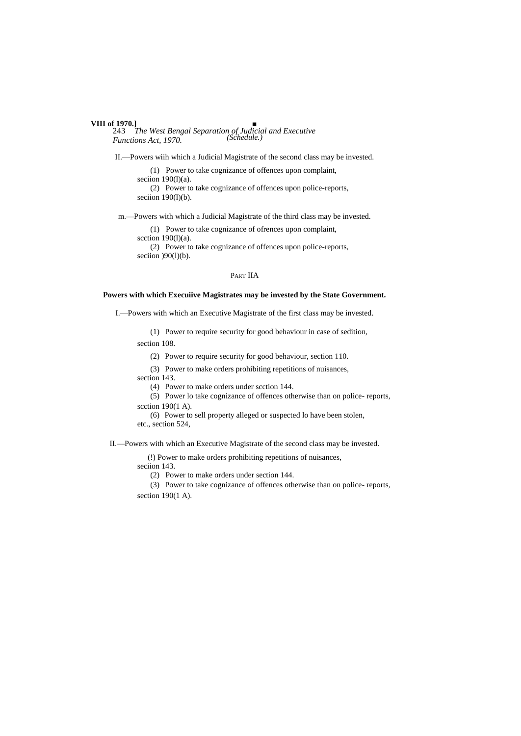II.—Powers wiih which a Judicial Magistrate of the second class may be invested.

(1) Power to take cognizance of offences upon complaint, seciion 190(l)(a).

(2) Power to take cognizance of offences upon police-reports, seciion 190(l)(b).

m.—Powers with which a Judicial Magistrate of the third class may be invested.

(1) Power to take cognizance of ofrences upon complaint, scction 190(l)(a).

(2) Power to take cognizance of offences upon police-reports, seciion )90(l)(b).

PART IIA

**Powers with which Execuiive Magistrates may be invested by the State Government.**

I.—Powers with which an Executive Magistrate of the first class may be invested.

(1) Power to require security for good behaviour in case of sedition, section 108.

(2) Power to require security for good behaviour, section 110.

(3) Power to make orders prohibiting repetitions of nuisances, section 143.

(4) Power to make orders under scction 144.

(5) Power lo take cognizance of offences otherwise than on police- reports, scction 190(1 A).

(6) Power to sell property alleged or suspected lo have been stolen, etc., section 524,

II.—Powers with which an Executive Magistrate of the second class may be invested.

(!) Power to make orders prohibiting repetitions of nuisances, seciion 143.

(2) Power to make orders under section 144.

(3) Power to take cognizance of offences otherwise than on police- reports, section 190(1 A).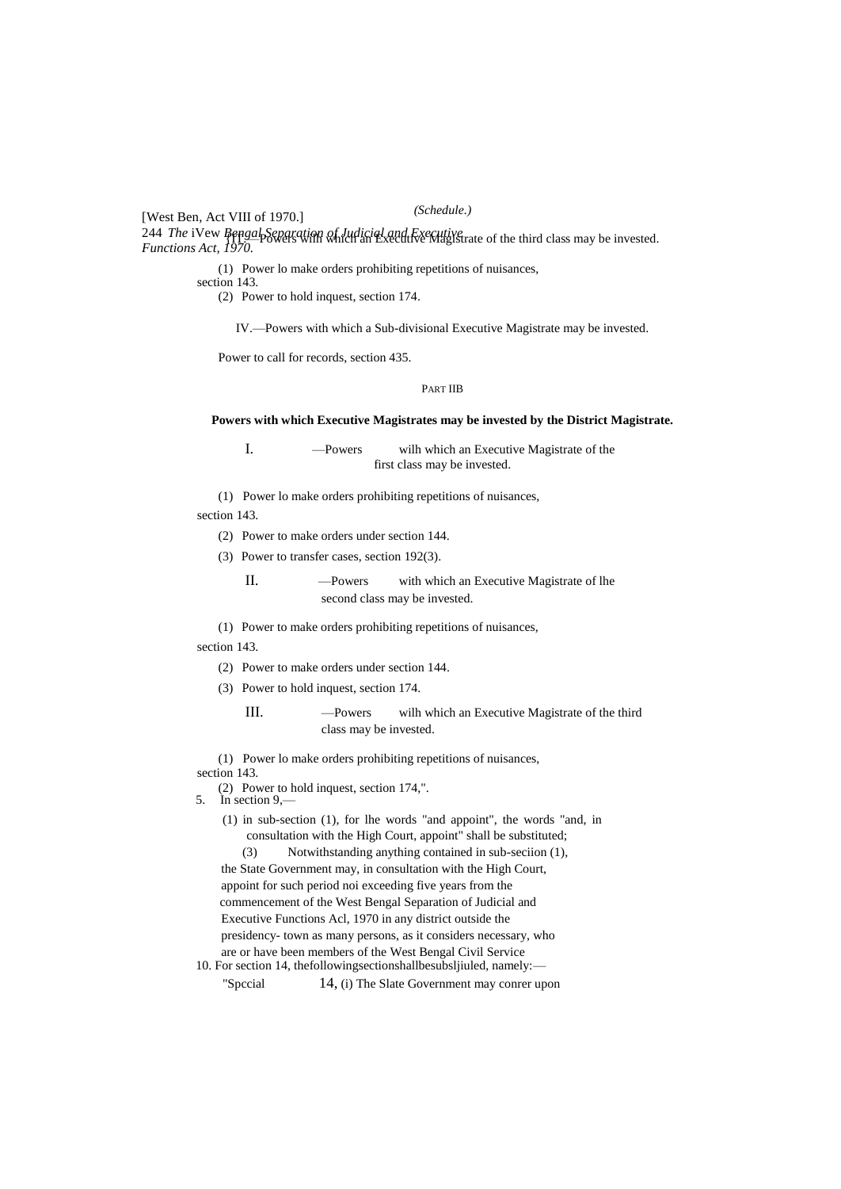*(Schedule.)*

III.—Powers with which an Executive Magistrate of the third class may be invested.

(1) Power lo make orders prohibiting repetitions of nuisances, section 143.

(2) Power to hold inquest, section 174.

IV.—Powers with which a Sub-divisional Executive Magistrate may be invested.

Power to call for records, section 435.

PART IIB

**Powers with which Executive Magistrates may be invested by the District Magistrate.**

I. —Powers wilh which an Executive Magistrate of the first class may be invested.

(1) Power lo make orders prohibiting repetitions of nuisances, section 143.

(2) Power to make orders under section 144.

(3) Power to transfer cases, section 192(3).

II. —Powers with which an Executive Magistrate of lhe second class may be invested.

(1) Power to make orders prohibiting repetitions of nuisances, section 143.

(2) Power to make orders under section 144.

(3) Power to hold inquest, section 174.

III. —Powers wilh which an Executive Magistrate of the third class may be invested.

(1) Power lo make orders prohibiting repetitions of nuisances, section 143.

(2) Power to hold inquest, section 174,".

5. In section 9,—

(1) in sub-section (1), for lhe words "and appoint", the words "and, in consultation with the High Court, appoint" shall be substituted;

(3) Notwithstanding anything contained in sub-seciion (1), the State Government may, in consultation with the High Court, appoint for such period noi exceeding five years from the commencement of the West Bengal Separation of Judicial and Executive Functions Acl, 1970 in any district outside the presidency- town as many persons, as it considers necessary, who are or have been members of the West Bengal Civil Service

10. For section 14, thefollowingsectionshallbesubsljiuled, namely:—

"Spccial 14, (i) The Slate Government may conrer upon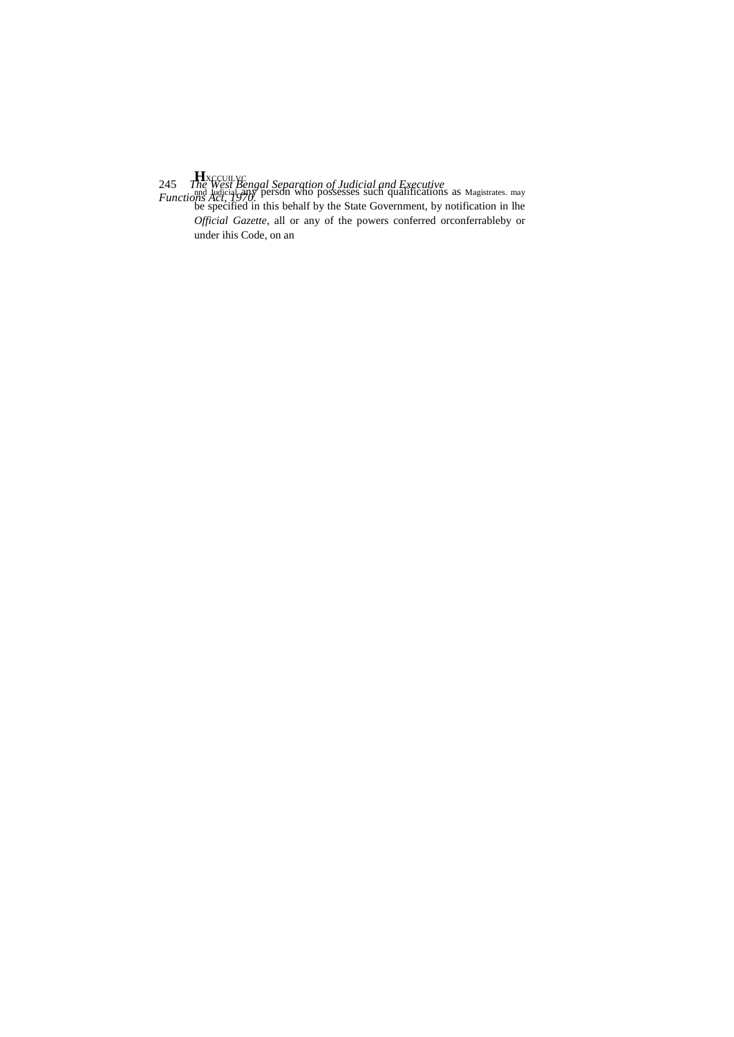**H**XCCUILVC nnd Judicial any person who possesses such qualifications as Magistrates. may be specified in this behalf by the State Government, by notification in lhe *Official Gazette*, all or any of the powers conferred orconferrableby or under ihis Code, on an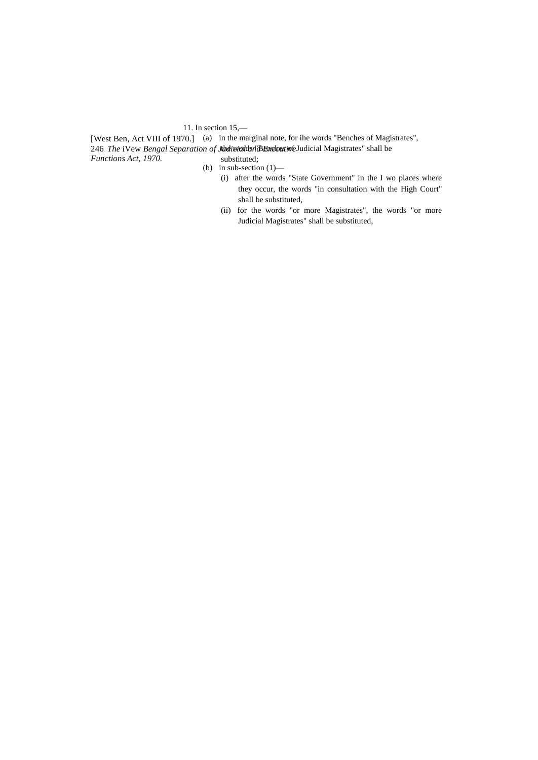11. In section 15,—

(a) in the marginal note, for ihe words "Benches of Magistrates", the words "Benches of Judicial Magistrates" shall be substituted;

(b) in sub-section (1)—

(i) after the words "State Government" in the I wo places where they occur, the words "in consultation with the High Court" shall be substituted,

(ii) for the words "or more Magistrates", the words "or more Judicial Magistrates" shall be substituted,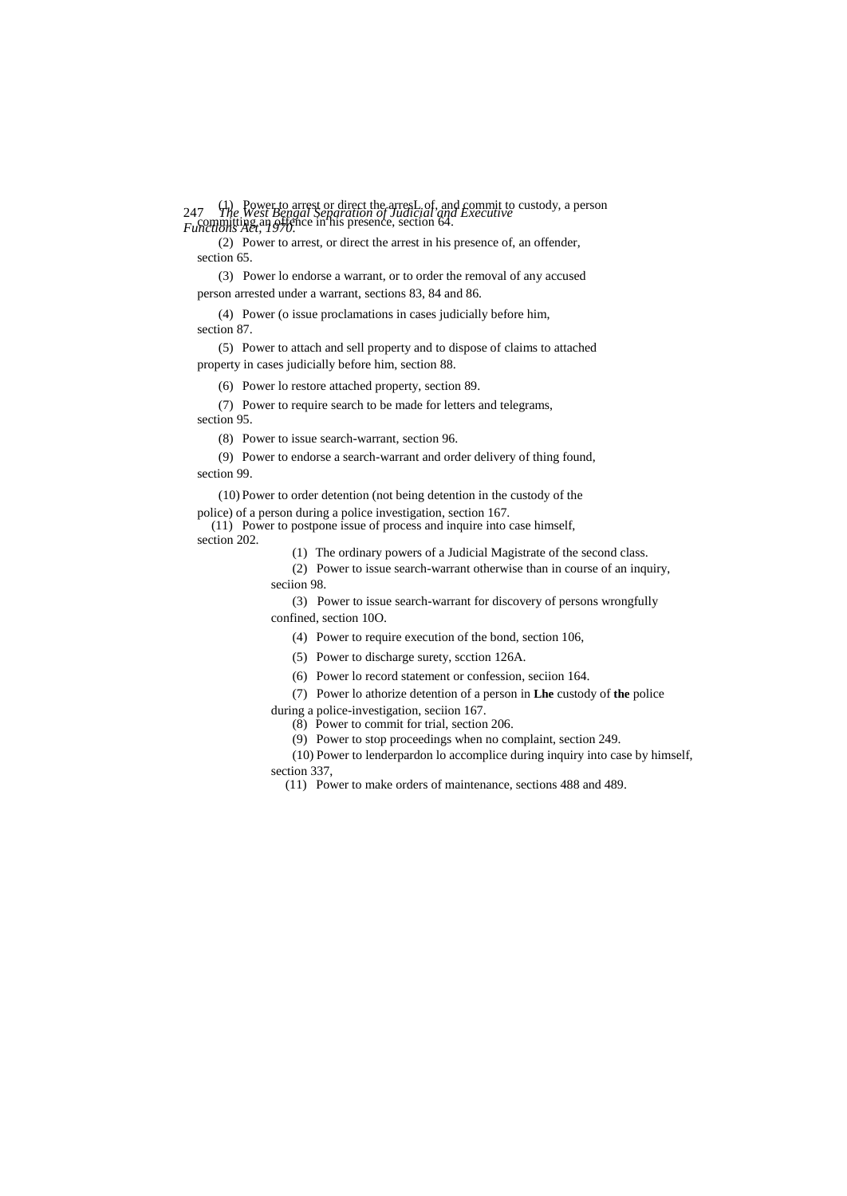(1) Power to arrest or direct the arresL of, and commit to custody, a person committing an offence in his presence, section 64.

(2) Power to arrest, or direct the arrest in his presence of, an offender, section 65.

(3) Power lo endorse a warrant, or to order the removal of any accused person arrested under a warrant, sections 83, 84 and 86.

(4) Power (o issue proclamations in cases judicially before him, section 87.

(5) Power to attach and sell property and to dispose of claims to attached property in cases judicially before him, section 88.

(6) Power lo restore attached property, section 89.

(7) Power to require search to be made for letters and telegrams, section 95.

(8) Power to issue search-warrant, section 96.

(9) Power to endorse a search-warrant and order delivery of thing found, section 99.

(10) Power to order detention (not being detention in the custody of the police) of a person during a police investigation, section 167.

(11) Power to postpone issue of process and inquire into case himself, section 202.

(1) The ordinary powers of a Judicial Magistrate of the second class.

(2) Power to issue search-warrant otherwise than in course of an inquiry, seciion 98.

(3) Power to issue search-warrant for discovery of persons wrongfully confined, section 10O.

(4) Power to require execution of the bond, section 106,

(5) Power to discharge surety, scction 126A.

(6) Power lo record statement or confession, seciion 164.

(7) Power lo athorize detention of a person in **Lhe** custody of **the** police during a police-investigation, seciion 167.

(8) Power to commit for trial, section 206.

(9) Power to stop proceedings when no complaint, section 249.

(10) Power to lenderpardon lo accomplice during inquiry into case by himself, section 337,

(11) Power to make orders of maintenance, sections 488 and 489.